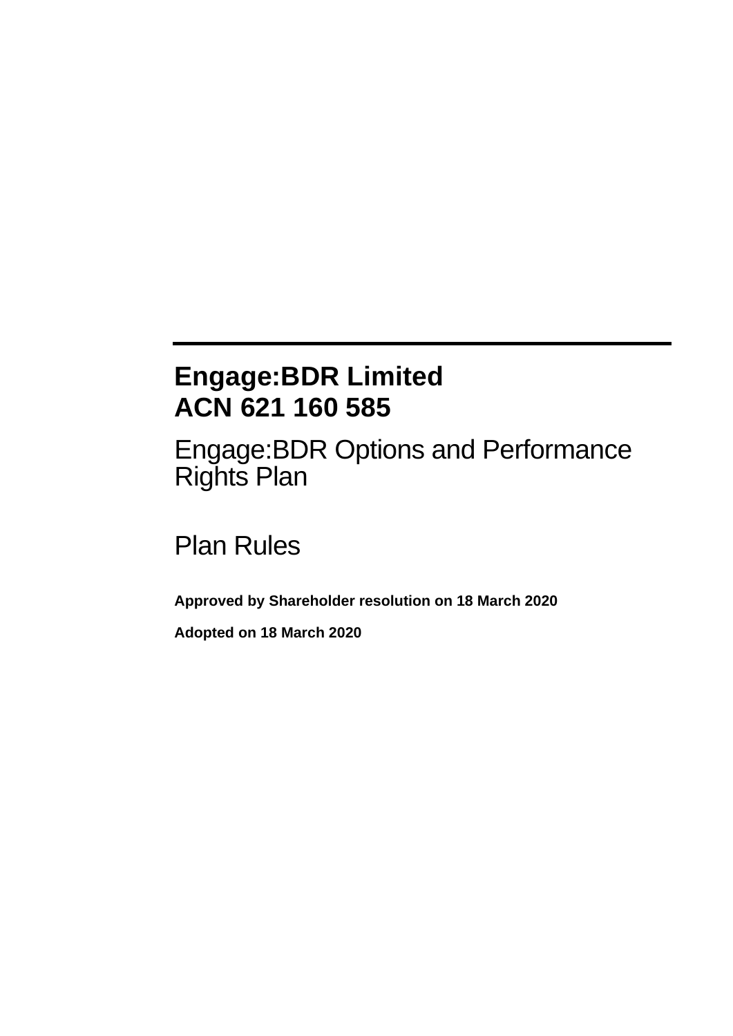# Engage:BDR Limited
# ACN 621 160 585

## Engage:BDR Options and Performance Rights Plan

## Plan Rules

**Approved by Shareholder resolution on 18 March 2020**

**Adopted on 18 March 2020**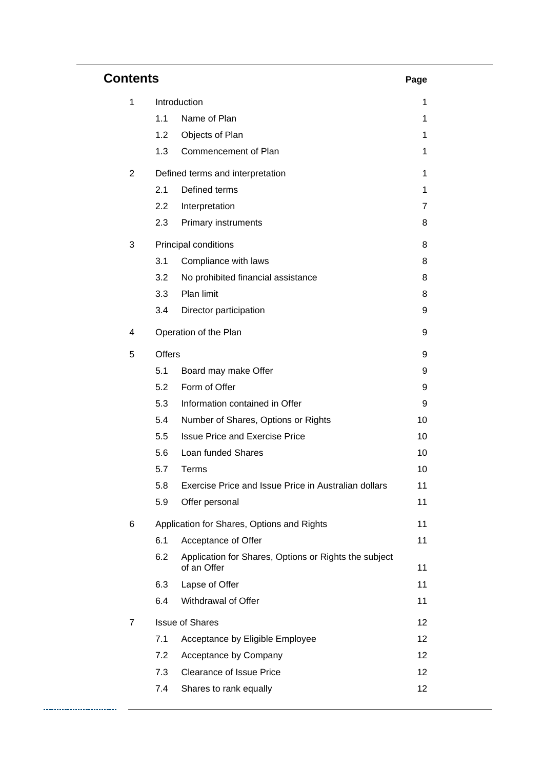## Contents

| | | | Page |
|---|---|---|---|
| 1 | Introduction | | 1 |
| | 1.1 | Name of Plan | 1 |
| | 1.2 | Objects of Plan | 1 |
| | 1.3 | Commencement of Plan | 1 |
| 2 | Defined terms and interpretation | | 1 |
| | 2.1 | Defined terms | 1 |
| | 2.2 | Interpretation | 7 |
| | 2.3 | Primary instruments | 8 |
| 3 | Principal conditions | | 8 |
| | 3.1 | Compliance with laws | 8 |
| | 3.2 | No prohibited financial assistance | 8 |
| | 3.3 | Plan limit | 8 |
| | 3.4 | Director participation | 9 |
| 4 | Operation of the Plan | | 9 |
| 5 | Offers | | 9 |
| | 5.1 | Board may make Offer | 9 |
| | 5.2 | Form of Offer | 9 |
| | 5.3 | Information contained in Offer | 9 |
| | 5.4 | Number of Shares, Options or Rights | 10 |
| | 5.5 | Issue Price and Exercise Price | 10 |
| | 5.6 | Loan funded Shares | 10 |
| | 5.7 | Terms | 10 |
| | 5.8 | Exercise Price and Issue Price in Australian dollars | 11 |
| | 5.9 | Offer personal | 11 |
| 6 | Application for Shares, Options and Rights | | 11 |
| | 6.1 | Acceptance of Offer | 11 |
| | 6.2 | Application for Shares, Options or Rights the subject of an Offer | 11 |
| | 6.3 | Lapse of Offer | 11 |
| | 6.4 | Withdrawal of Offer | 11 |
| 7 | Issue of Shares | | 12 |
| | 7.1 | Acceptance by Eligible Employee | 12 |
| | 7.2 | Acceptance by Company | 12 |
| | 7.3 | Clearance of Issue Price | 12 |
| | 7.4 | Shares to rank equally | 12 |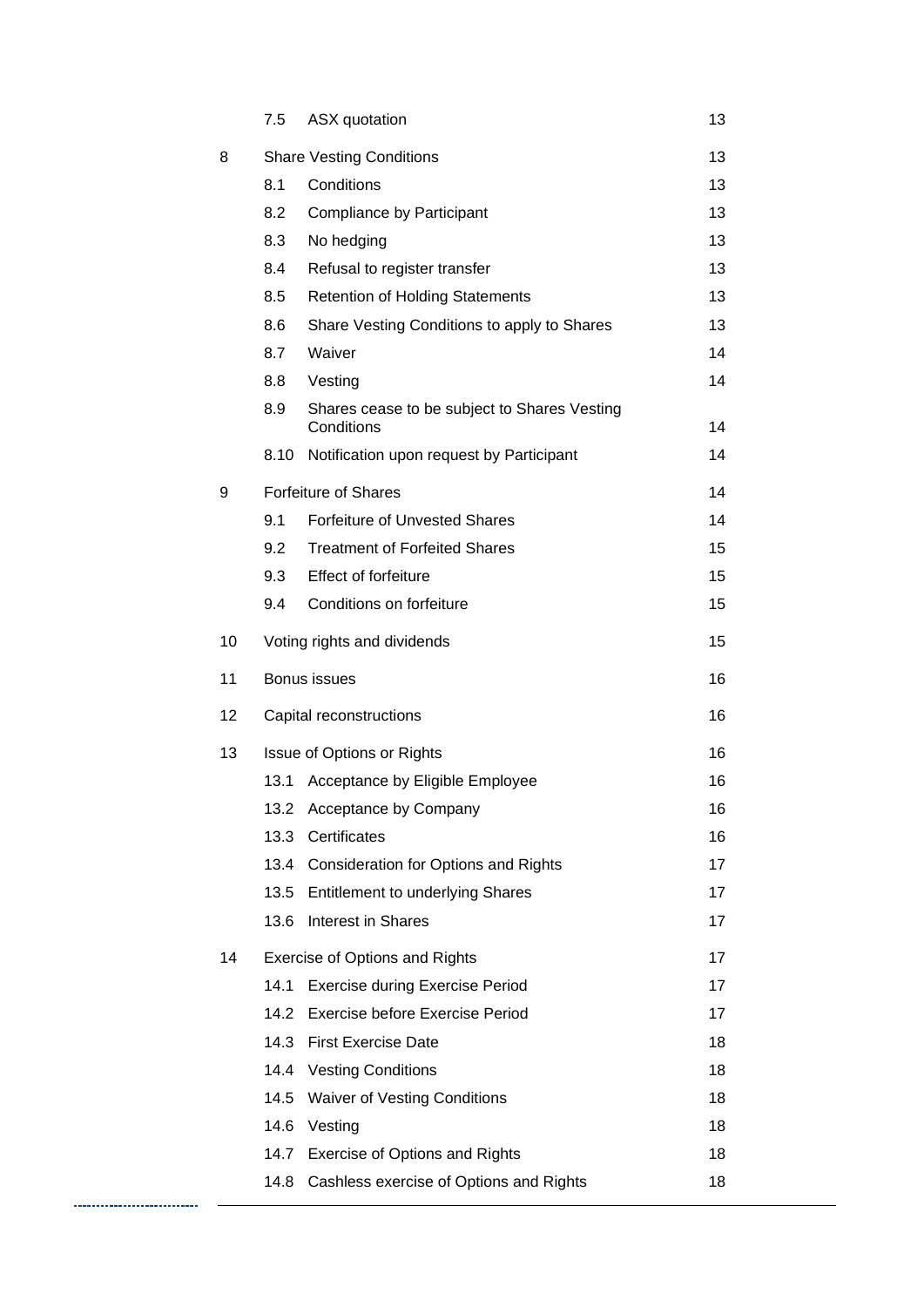| | | | |
|---|---|---|---|
| | 7.5 | ASX quotation | 13 |
| 8 | Share Vesting Conditions | | 13 |
| | 8.1 | Conditions | 13 |
| | 8.2 | Compliance by Participant | 13 |
| | 8.3 | No hedging | 13 |
| | 8.4 | Refusal to register transfer | 13 |
| | 8.5 | Retention of Holding Statements | 13 |
| | 8.6 | Share Vesting Conditions to apply to Shares | 13 |
| | 8.7 | Waiver | 14 |
| | 8.8 | Vesting | 14 |
| | 8.9 | Shares cease to be subject to Shares Vesting Conditions | 14 |
| | 8.10 | Notification upon request by Participant | 14 |
| 9 | Forfeiture of Shares | | 14 |
| | 9.1 | Forfeiture of Unvested Shares | 14 |
| | 9.2 | Treatment of Forfeited Shares | 15 |
| | 9.3 | Effect of forfeiture | 15 |
| | 9.4 | Conditions on forfeiture | 15 |
| 10 | Voting rights and dividends | | 15 |
| 11 | Bonus issues | | 16 |
| 12 | Capital reconstructions | | 16 |
| 13 | Issue of Options or Rights | | 16 |
| | 13.1 | Acceptance by Eligible Employee | 16 |
| | 13.2 | Acceptance by Company | 16 |
| | 13.3 | Certificates | 16 |
| | 13.4 | Consideration for Options and Rights | 17 |
| | 13.5 | Entitlement to underlying Shares | 17 |
| | 13.6 | Interest in Shares | 17 |
| 14 | Exercise of Options and Rights | | 17 |
| | 14.1 | Exercise during Exercise Period | 17 |
| | 14.2 | Exercise before Exercise Period | 17 |
| | 14.3 | First Exercise Date | 18 |
| | 14.4 | Vesting Conditions | 18 |
| | 14.5 | Waiver of Vesting Conditions | 18 |
| | 14.6 | Vesting | 18 |
| | 14.7 | Exercise of Options and Rights | 18 |
| | 14.8 | Cashless exercise of Options and Rights | 18 |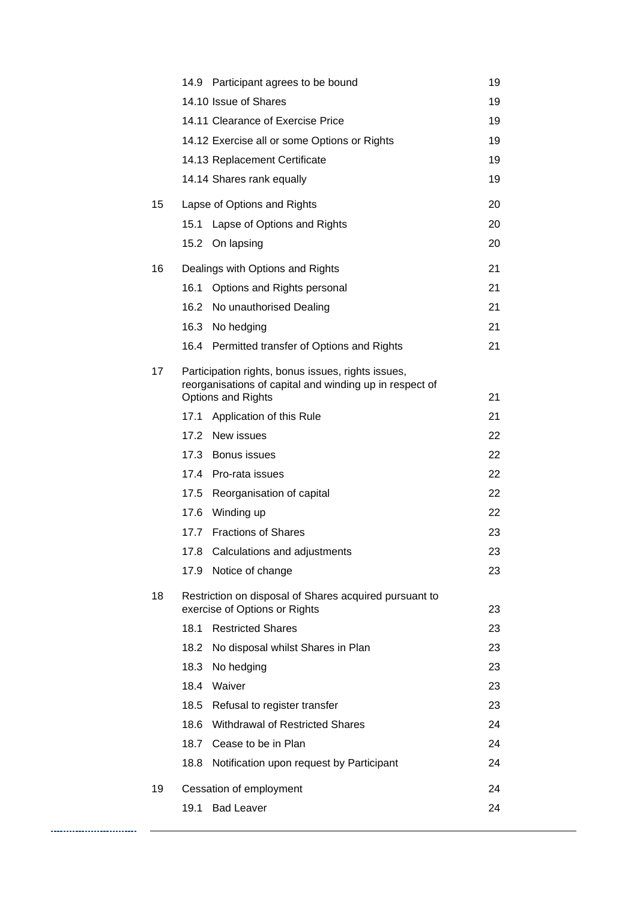| | | |
|---|---|---|
| | 14.9 Participant agrees to be bound | 19 |
| | 14.10 Issue of Shares | 19 |
| | 14.11 Clearance of Exercise Price | 19 |
| | 14.12 Exercise all or some Options or Rights | 19 |
| | 14.13 Replacement Certificate | 19 |
| | 14.14 Shares rank equally | 19 |
| 15 | Lapse of Options and Rights | 20 |
| | 15.1 Lapse of Options and Rights | 20 |
| | 15.2 On lapsing | 20 |
| 16 | Dealings with Options and Rights | 21 |
| | 16.1 Options and Rights personal | 21 |
| | 16.2 No unauthorised Dealing | 21 |
| | 16.3 No hedging | 21 |
| | 16.4 Permitted transfer of Options and Rights | 21 |
| 17 | Participation rights, bonus issues, rights issues, reorganisations of capital and winding up in respect of Options and Rights | 21 |
| | 17.1 Application of this Rule | 21 |
| | 17.2 New issues | 22 |
| | 17.3 Bonus issues | 22 |
| | 17.4 Pro-rata issues | 22 |
| | 17.5 Reorganisation of capital | 22 |
| | 17.6 Winding up | 22 |
| | 17.7 Fractions of Shares | 23 |
| | 17.8 Calculations and adjustments | 23 |
| | 17.9 Notice of change | 23 |
| 18 | Restriction on disposal of Shares acquired pursuant to exercise of Options or Rights | 23 |
| | 18.1 Restricted Shares | 23 |
| | 18.2 No disposal whilst Shares in Plan | 23 |
| | 18.3 No hedging | 23 |
| | 18.4 Waiver | 23 |
| | 18.5 Refusal to register transfer | 23 |
| | 18.6 Withdrawal of Restricted Shares | 24 |
| | 18.7 Cease to be in Plan | 24 |
| | 18.8 Notification upon request by Participant | 24 |
| 19 | Cessation of employment | 24 |
| | 19.1 Bad Leaver | 24 |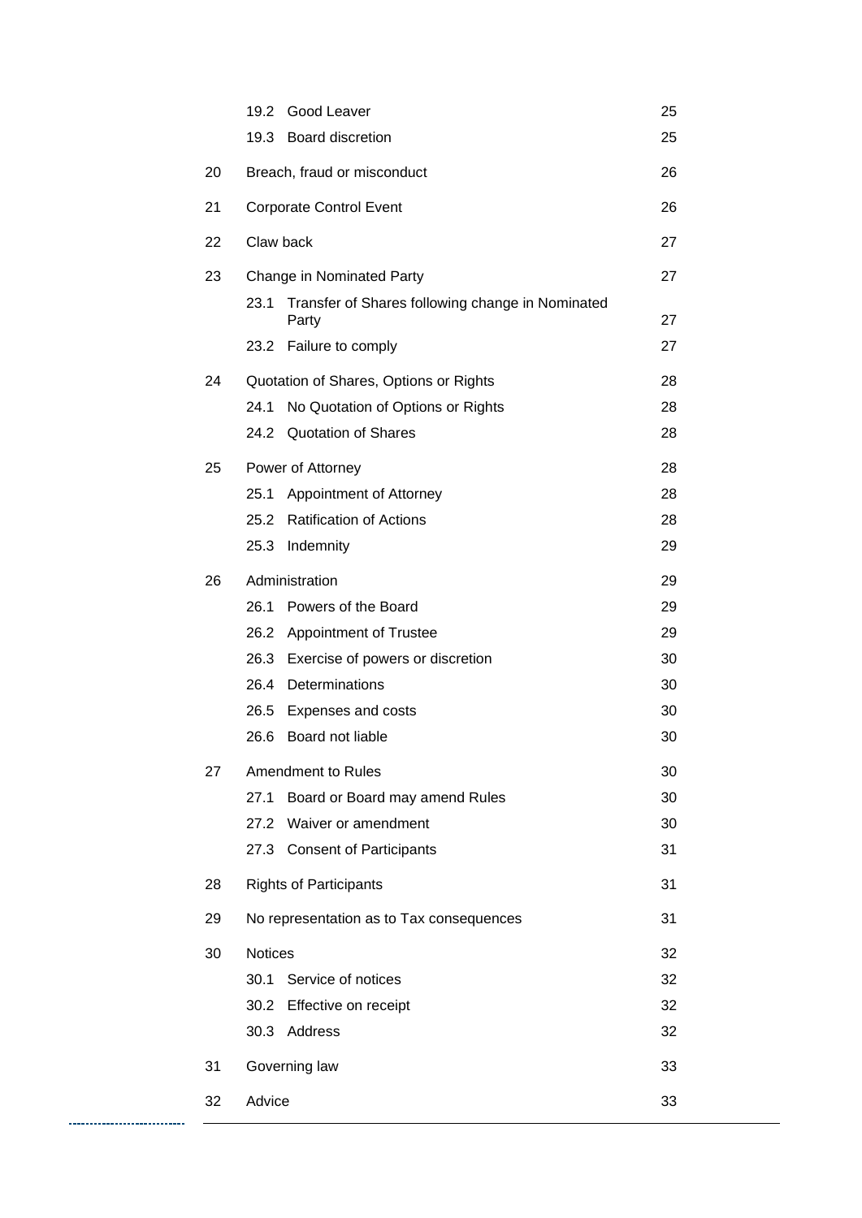| | | |
|---|---|---|
| | 19.2 Good Leaver | 25 |
| | 19.3 Board discretion | 25 |
| 20 | Breach, fraud or misconduct | 26 |
| 21 | Corporate Control Event | 26 |
| 22 | Claw back | 27 |
| 23 | Change in Nominated Party | 27 |
| | 23.1 Transfer of Shares following change in Nominated Party | 27 |
| | 23.2 Failure to comply | 27 |
| 24 | Quotation of Shares, Options or Rights | 28 |
| | 24.1 No Quotation of Options or Rights | 28 |
| | 24.2 Quotation of Shares | 28 |
| 25 | Power of Attorney | 28 |
| | 25.1 Appointment of Attorney | 28 |
| | 25.2 Ratification of Actions | 28 |
| | 25.3 Indemnity | 29 |
| 26 | Administration | 29 |
| | 26.1 Powers of the Board | 29 |
| | 26.2 Appointment of Trustee | 29 |
| | 26.3 Exercise of powers or discretion | 30 |
| | 26.4 Determinations | 30 |
| | 26.5 Expenses and costs | 30 |
| | 26.6 Board not liable | 30 |
| 27 | Amendment to Rules | 30 |
| | 27.1 Board or Board may amend Rules | 30 |
| | 27.2 Waiver or amendment | 30 |
| | 27.3 Consent of Participants | 31 |
| 28 | Rights of Participants | 31 |
| 29 | No representation as to Tax consequences | 31 |
| 30 | Notices | 32 |
| | 30.1 Service of notices | 32 |
| | 30.2 Effective on receipt | 32 |
| | 30.3 Address | 32 |
| 31 | Governing law | 33 |
| 32 | Advice | 33 |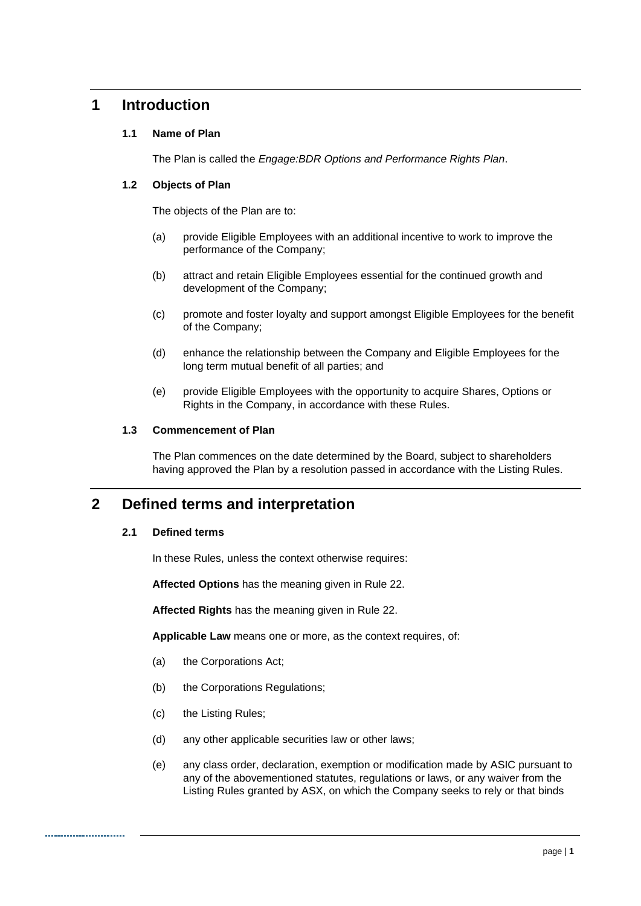# 1 Introduction

### 1.1 Name of Plan

The Plan is called the *Engage:BDR Options and Performance Rights Plan*.

### 1.2 Objects of Plan

The objects of the Plan are to:

(a) provide Eligible Employees with an additional incentive to work to improve the performance of the Company;

(b) attract and retain Eligible Employees essential for the continued growth and development of the Company;

(c) promote and foster loyalty and support amongst Eligible Employees for the benefit of the Company;

(d) enhance the relationship between the Company and Eligible Employees for the long term mutual benefit of all parties; and

(e) provide Eligible Employees with the opportunity to acquire Shares, Options or Rights in the Company, in accordance with these Rules.

### 1.3 Commencement of Plan

The Plan commences on the date determined by the Board, subject to shareholders having approved the Plan by a resolution passed in accordance with the Listing Rules.

# 2 Defined terms and interpretation

### 2.1 Defined terms

In these Rules, unless the context otherwise requires:

**Affected Options** has the meaning given in Rule 22.

**Affected Rights** has the meaning given in Rule 22.

**Applicable Law** means one or more, as the context requires, of:

(a) the Corporations Act;

(b) the Corporations Regulations;

(c) the Listing Rules;

(d) any other applicable securities law or other laws;

(e) any class order, declaration, exemption or modification made by ASIC pursuant to any of the abovementioned statutes, regulations or laws, or any waiver from the Listing Rules granted by ASX, on which the Company seeks to rely or that binds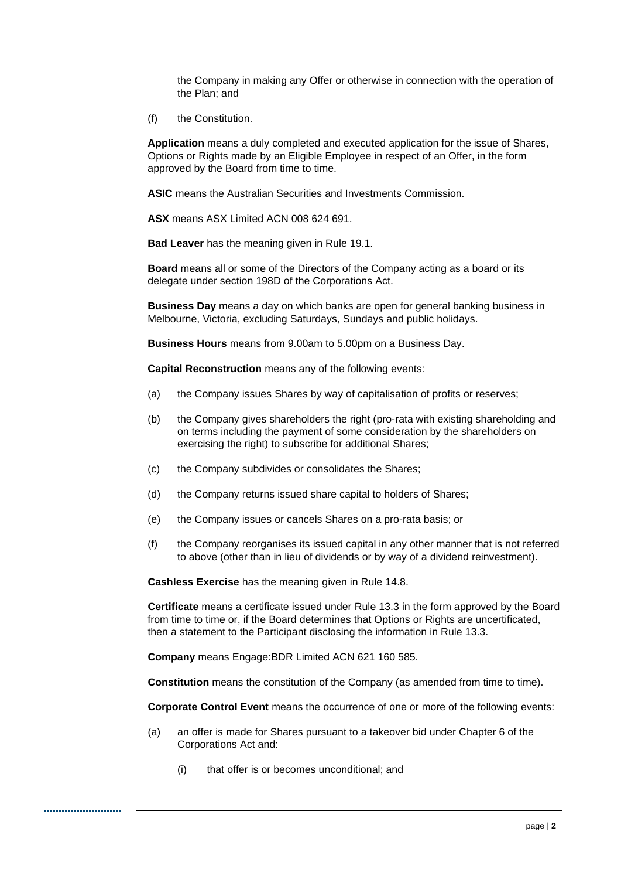the Company in making any Offer or otherwise in connection with the operation of the Plan; and

(f) the Constitution.

**Application** means a duly completed and executed application for the issue of Shares, Options or Rights made by an Eligible Employee in respect of an Offer, in the form approved by the Board from time to time.

**ASIC** means the Australian Securities and Investments Commission.

**ASX** means ASX Limited ACN 008 624 691.

**Bad Leaver** has the meaning given in Rule 19.1.

**Board** means all or some of the Directors of the Company acting as a board or its delegate under section 198D of the Corporations Act.

**Business Day** means a day on which banks are open for general banking business in Melbourne, Victoria, excluding Saturdays, Sundays and public holidays.

**Business Hours** means from 9.00am to 5.00pm on a Business Day.

**Capital Reconstruction** means any of the following events:

(a) the Company issues Shares by way of capitalisation of profits or reserves;

(b) the Company gives shareholders the right (pro-rata with existing shareholding and on terms including the payment of some consideration by the shareholders on exercising the right) to subscribe for additional Shares;

(c) the Company subdivides or consolidates the Shares;

(d) the Company returns issued share capital to holders of Shares;

(e) the Company issues or cancels Shares on a pro-rata basis; or

(f) the Company reorganises its issued capital in any other manner that is not referred to above (other than in lieu of dividends or by way of a dividend reinvestment).

**Cashless Exercise** has the meaning given in Rule 14.8.

**Certificate** means a certificate issued under Rule 13.3 in the form approved by the Board from time to time or, if the Board determines that Options or Rights are uncertificated, then a statement to the Participant disclosing the information in Rule 13.3.

**Company** means Engage:BDR Limited ACN 621 160 585.

**Constitution** means the constitution of the Company (as amended from time to time).

**Corporate Control Event** means the occurrence of one or more of the following events:

(a) an offer is made for Shares pursuant to a takeover bid under Chapter 6 of the Corporations Act and:

   (i) that offer is or becomes unconditional; and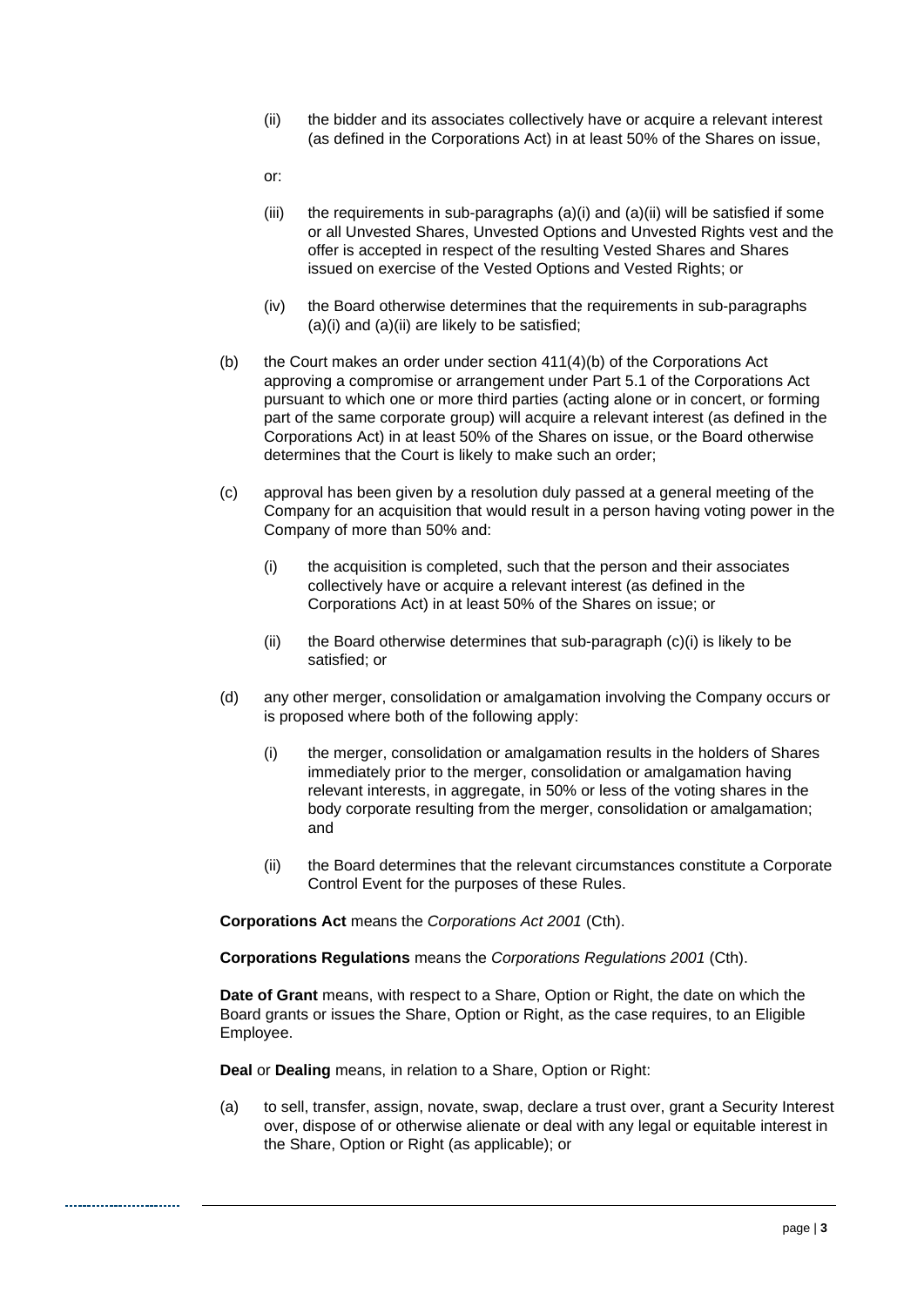(ii) the bidder and its associates collectively have or acquire a relevant interest (as defined in the Corporations Act) in at least 50% of the Shares on issue,

or:

(iii) the requirements in sub-paragraphs (a)(i) and (a)(ii) will be satisfied if some or all Unvested Shares, Unvested Options and Unvested Rights vest and the offer is accepted in respect of the resulting Vested Shares and Shares issued on exercise of the Vested Options and Vested Rights; or

(iv) the Board otherwise determines that the requirements in sub-paragraphs (a)(i) and (a)(ii) are likely to be satisfied;

(b) the Court makes an order under section 411(4)(b) of the Corporations Act approving a compromise or arrangement under Part 5.1 of the Corporations Act pursuant to which one or more third parties (acting alone or in concert, or forming part of the same corporate group) will acquire a relevant interest (as defined in the Corporations Act) in at least 50% of the Shares on issue, or the Board otherwise determines that the Court is likely to make such an order;

(c) approval has been given by a resolution duly passed at a general meeting of the Company for an acquisition that would result in a person having voting power in the Company of more than 50% and:

(i) the acquisition is completed, such that the person and their associates collectively have or acquire a relevant interest (as defined in the Corporations Act) in at least 50% of the Shares on issue; or

(ii) the Board otherwise determines that sub-paragraph (c)(i) is likely to be satisfied; or

(d) any other merger, consolidation or amalgamation involving the Company occurs or is proposed where both of the following apply:

(i) the merger, consolidation or amalgamation results in the holders of Shares immediately prior to the merger, consolidation or amalgamation having relevant interests, in aggregate, in 50% or less of the voting shares in the body corporate resulting from the merger, consolidation or amalgamation; and

(ii) the Board determines that the relevant circumstances constitute a Corporate Control Event for the purposes of these Rules.

**Corporations Act** means the *Corporations Act 2001* (Cth).

**Corporations Regulations** means the *Corporations Regulations 2001* (Cth).

**Date of Grant** means, with respect to a Share, Option or Right, the date on which the Board grants or issues the Share, Option or Right, as the case requires, to an Eligible Employee.

**Deal** or **Dealing** means, in relation to a Share, Option or Right:

(a) to sell, transfer, assign, novate, swap, declare a trust over, grant a Security Interest over, dispose of or otherwise alienate or deal with any legal or equitable interest in the Share, Option or Right (as applicable); or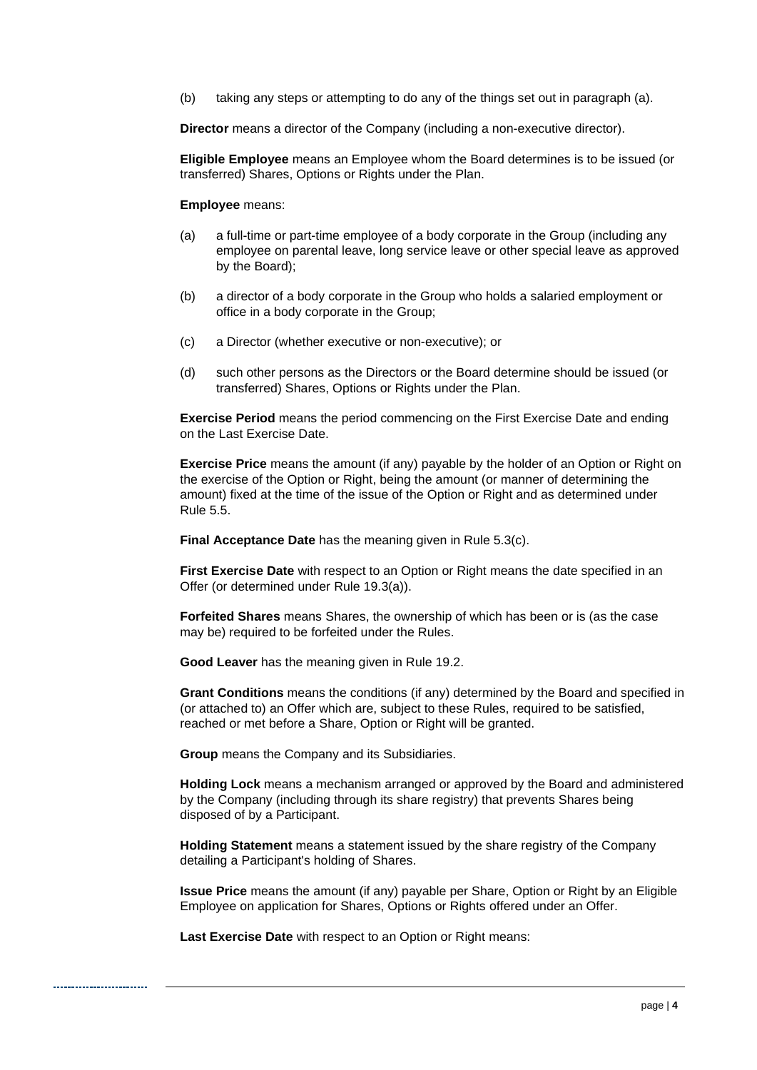(b) taking any steps or attempting to do any of the things set out in paragraph (a).

**Director** means a director of the Company (including a non-executive director).

**Eligible Employee** means an Employee whom the Board determines is to be issued (or transferred) Shares, Options or Rights under the Plan.

**Employee** means:

(a) a full-time or part-time employee of a body corporate in the Group (including any employee on parental leave, long service leave or other special leave as approved by the Board);

(b) a director of a body corporate in the Group who holds a salaried employment or office in a body corporate in the Group;

(c) a Director (whether executive or non-executive); or

(d) such other persons as the Directors or the Board determine should be issued (or transferred) Shares, Options or Rights under the Plan.

**Exercise Period** means the period commencing on the First Exercise Date and ending on the Last Exercise Date.

**Exercise Price** means the amount (if any) payable by the holder of an Option or Right on the exercise of the Option or Right, being the amount (or manner of determining the amount) fixed at the time of the issue of the Option or Right and as determined under Rule 5.5.

**Final Acceptance Date** has the meaning given in Rule 5.3(c).

**First Exercise Date** with respect to an Option or Right means the date specified in an Offer (or determined under Rule 19.3(a)).

**Forfeited Shares** means Shares, the ownership of which has been or is (as the case may be) required to be forfeited under the Rules.

**Good Leaver** has the meaning given in Rule 19.2.

**Grant Conditions** means the conditions (if any) determined by the Board and specified in (or attached to) an Offer which are, subject to these Rules, required to be satisfied, reached or met before a Share, Option or Right will be granted.

**Group** means the Company and its Subsidiaries.

**Holding Lock** means a mechanism arranged or approved by the Board and administered by the Company (including through its share registry) that prevents Shares being disposed of by a Participant.

**Holding Statement** means a statement issued by the share registry of the Company detailing a Participant's holding of Shares.

**Issue Price** means the amount (if any) payable per Share, Option or Right by an Eligible Employee on application for Shares, Options or Rights offered under an Offer.

**Last Exercise Date** with respect to an Option or Right means: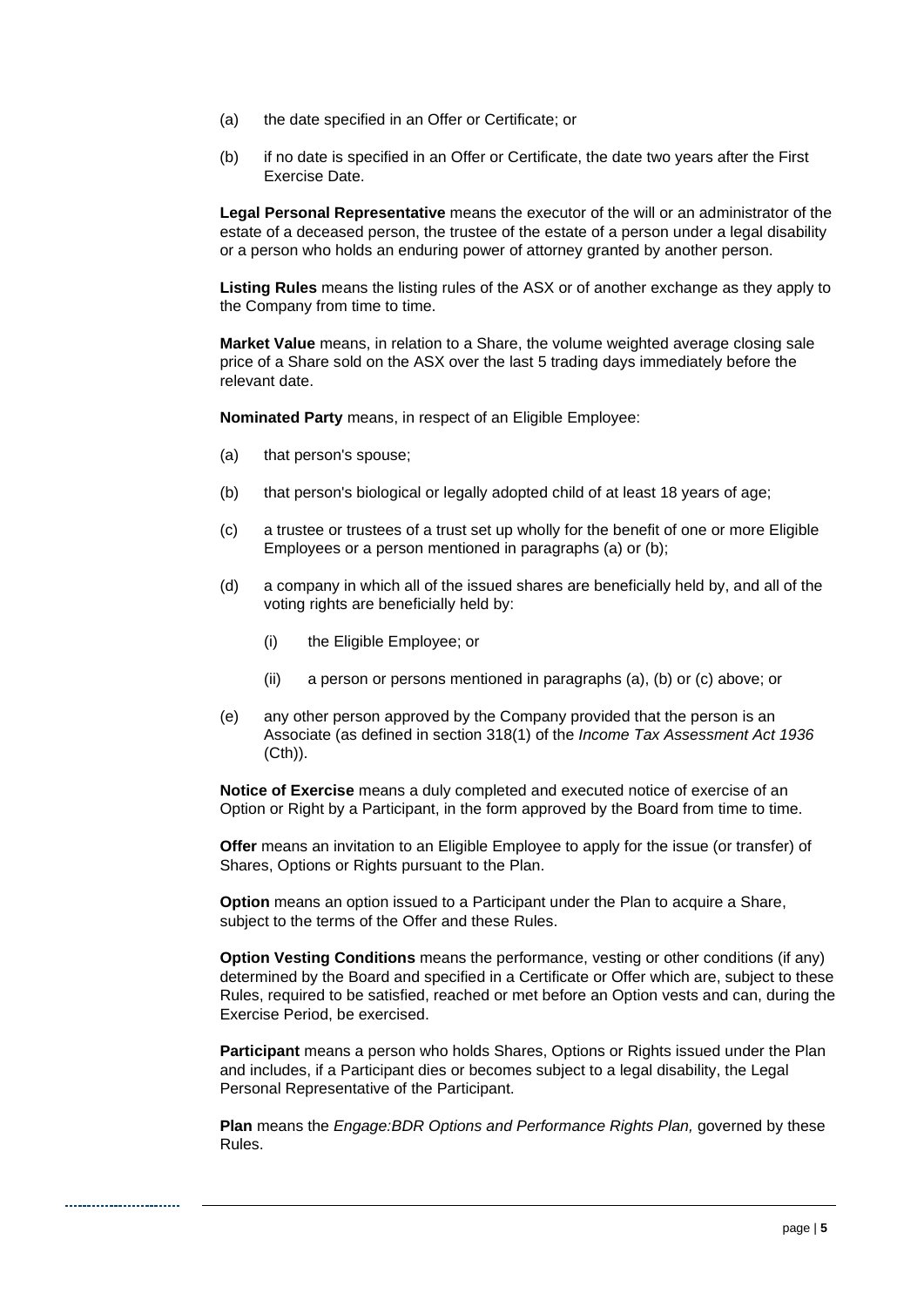(a) the date specified in an Offer or Certificate; or

(b) if no date is specified in an Offer or Certificate, the date two years after the First Exercise Date.

**Legal Personal Representative** means the executor of the will or an administrator of the estate of a deceased person, the trustee of the estate of a person under a legal disability or a person who holds an enduring power of attorney granted by another person.

**Listing Rules** means the listing rules of the ASX or of another exchange as they apply to the Company from time to time.

**Market Value** means, in relation to a Share, the volume weighted average closing sale price of a Share sold on the ASX over the last 5 trading days immediately before the relevant date.

**Nominated Party** means, in respect of an Eligible Employee:

(a) that person's spouse;

(b) that person's biological or legally adopted child of at least 18 years of age;

(c) a trustee or trustees of a trust set up wholly for the benefit of one or more Eligible Employees or a person mentioned in paragraphs (a) or (b);

(d) a company in which all of the issued shares are beneficially held by, and all of the voting rights are beneficially held by:

 (i) the Eligible Employee; or

 (ii) a person or persons mentioned in paragraphs (a), (b) or (c) above; or

(e) any other person approved by the Company provided that the person is an Associate (as defined in section 318(1) of the *Income Tax Assessment Act 1936* (Cth)).

**Notice of Exercise** means a duly completed and executed notice of exercise of an Option or Right by a Participant, in the form approved by the Board from time to time.

**Offer** means an invitation to an Eligible Employee to apply for the issue (or transfer) of Shares, Options or Rights pursuant to the Plan.

**Option** means an option issued to a Participant under the Plan to acquire a Share, subject to the terms of the Offer and these Rules.

**Option Vesting Conditions** means the performance, vesting or other conditions (if any) determined by the Board and specified in a Certificate or Offer which are, subject to these Rules, required to be satisfied, reached or met before an Option vests and can, during the Exercise Period, be exercised.

**Participant** means a person who holds Shares, Options or Rights issued under the Plan and includes, if a Participant dies or becomes subject to a legal disability, the Legal Personal Representative of the Participant.

**Plan** means the *Engage:BDR Options and Performance Rights Plan,* governed by these Rules.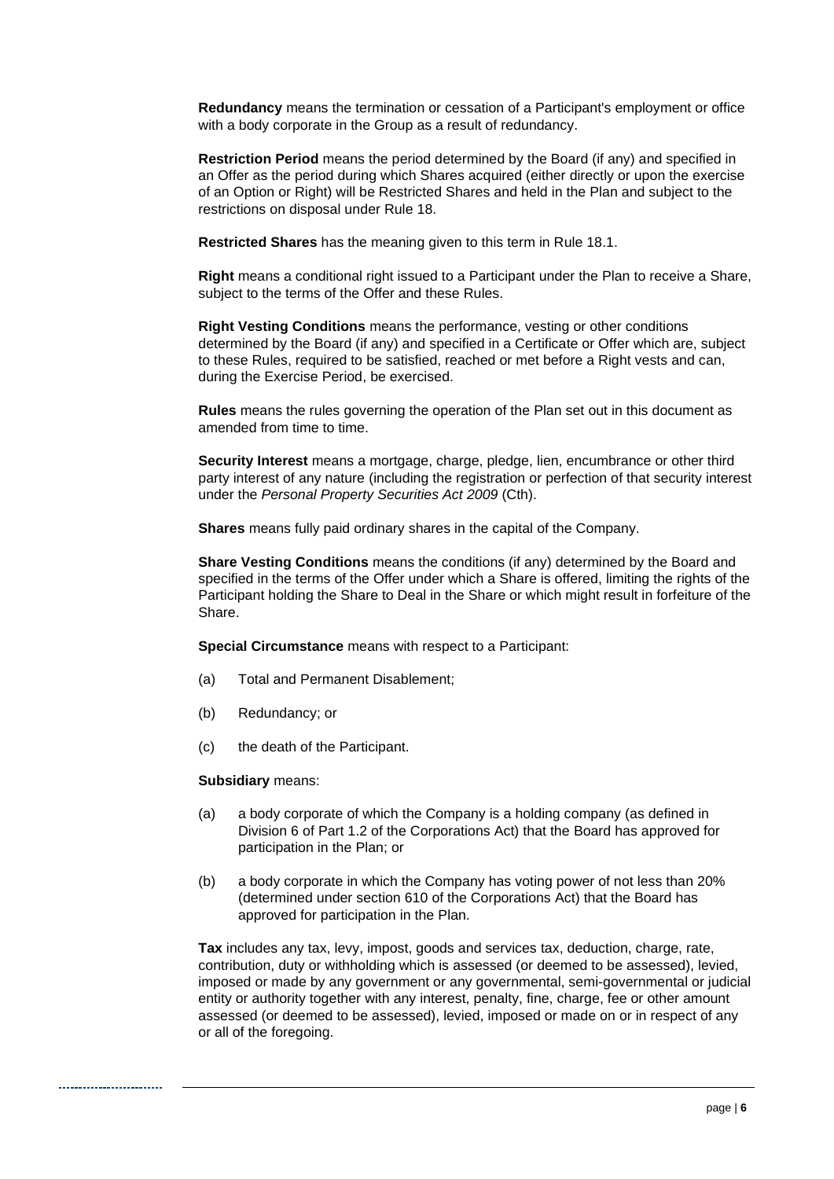**Redundancy** means the termination or cessation of a Participant's employment or office with a body corporate in the Group as a result of redundancy.

**Restriction Period** means the period determined by the Board (if any) and specified in an Offer as the period during which Shares acquired (either directly or upon the exercise of an Option or Right) will be Restricted Shares and held in the Plan and subject to the restrictions on disposal under Rule 18.

**Restricted Shares** has the meaning given to this term in Rule 18.1.

**Right** means a conditional right issued to a Participant under the Plan to receive a Share, subject to the terms of the Offer and these Rules.

**Right Vesting Conditions** means the performance, vesting or other conditions determined by the Board (if any) and specified in a Certificate or Offer which are, subject to these Rules, required to be satisfied, reached or met before a Right vests and can, during the Exercise Period, be exercised.

**Rules** means the rules governing the operation of the Plan set out in this document as amended from time to time.

**Security Interest** means a mortgage, charge, pledge, lien, encumbrance or other third party interest of any nature (including the registration or perfection of that security interest under the *Personal Property Securities Act 2009* (Cth).

**Shares** means fully paid ordinary shares in the capital of the Company.

**Share Vesting Conditions** means the conditions (if any) determined by the Board and specified in the terms of the Offer under which a Share is offered, limiting the rights of the Participant holding the Share to Deal in the Share or which might result in forfeiture of the Share.

**Special Circumstance** means with respect to a Participant:

(a) Total and Permanent Disablement;

(b) Redundancy; or

(c) the death of the Participant.

**Subsidiary** means:

(a) a body corporate of which the Company is a holding company (as defined in Division 6 of Part 1.2 of the Corporations Act) that the Board has approved for participation in the Plan; or

(b) a body corporate in which the Company has voting power of not less than 20% (determined under section 610 of the Corporations Act) that the Board has approved for participation in the Plan.

**Tax** includes any tax, levy, impost, goods and services tax, deduction, charge, rate, contribution, duty or withholding which is assessed (or deemed to be assessed), levied, imposed or made by any government or any governmental, semi-governmental or judicial entity or authority together with any interest, penalty, fine, charge, fee or other amount assessed (or deemed to be assessed), levied, imposed or made on or in respect of any or all of the foregoing.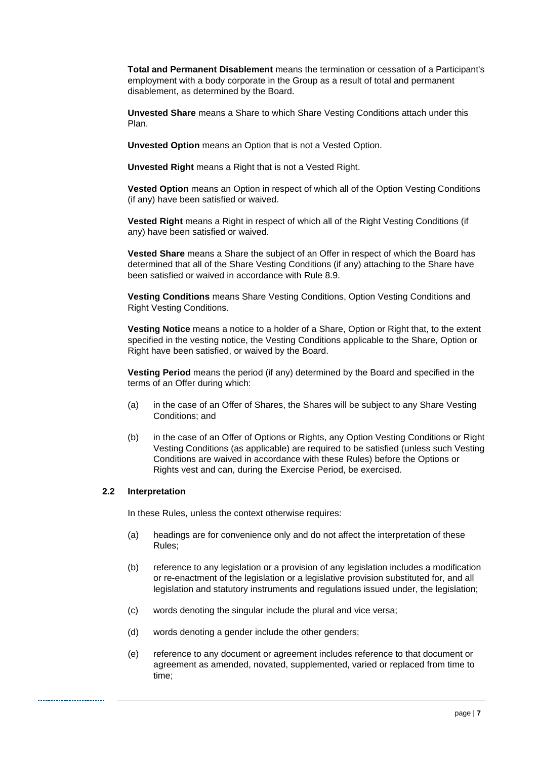**Total and Permanent Disablement** means the termination or cessation of a Participant's employment with a body corporate in the Group as a result of total and permanent disablement, as determined by the Board.

**Unvested Share** means a Share to which Share Vesting Conditions attach under this Plan.

**Unvested Option** means an Option that is not a Vested Option.

**Unvested Right** means a Right that is not a Vested Right.

**Vested Option** means an Option in respect of which all of the Option Vesting Conditions (if any) have been satisfied or waived.

**Vested Right** means a Right in respect of which all of the Right Vesting Conditions (if any) have been satisfied or waived.

**Vested Share** means a Share the subject of an Offer in respect of which the Board has determined that all of the Share Vesting Conditions (if any) attaching to the Share have been satisfied or waived in accordance with Rule 8.9.

**Vesting Conditions** means Share Vesting Conditions, Option Vesting Conditions and Right Vesting Conditions.

**Vesting Notice** means a notice to a holder of a Share, Option or Right that, to the extent specified in the vesting notice, the Vesting Conditions applicable to the Share, Option or Right have been satisfied, or waived by the Board.

**Vesting Period** means the period (if any) determined by the Board and specified in the terms of an Offer during which:

(a) in the case of an Offer of Shares, the Shares will be subject to any Share Vesting Conditions; and

(b) in the case of an Offer of Options or Rights, any Option Vesting Conditions or Right Vesting Conditions (as applicable) are required to be satisfied (unless such Vesting Conditions are waived in accordance with these Rules) before the Options or Rights vest and can, during the Exercise Period, be exercised.

### 2.2 Interpretation

In these Rules, unless the context otherwise requires:

(a) headings are for convenience only and do not affect the interpretation of these Rules;

(b) reference to any legislation or a provision of any legislation includes a modification or re-enactment of the legislation or a legislative provision substituted for, and all legislation and statutory instruments and regulations issued under, the legislation;

(c) words denoting the singular include the plural and vice versa;

(d) words denoting a gender include the other genders;

(e) reference to any document or agreement includes reference to that document or agreement as amended, novated, supplemented, varied or replaced from time to time;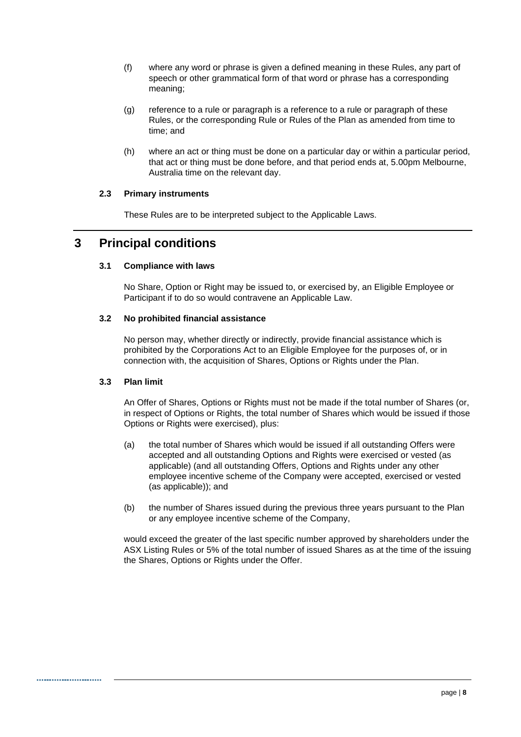(f) where any word or phrase is given a defined meaning in these Rules, any part of speech or other grammatical form of that word or phrase has a corresponding meaning;

(g) reference to a rule or paragraph is a reference to a rule or paragraph of these Rules, or the corresponding Rule or Rules of the Plan as amended from time to time; and

(h) where an act or thing must be done on a particular day or within a particular period, that act or thing must be done before, and that period ends at, 5.00pm Melbourne, Australia time on the relevant day.

### 2.3 Primary instruments

These Rules are to be interpreted subject to the Applicable Laws.

## 3 Principal conditions

### 3.1 Compliance with laws

No Share, Option or Right may be issued to, or exercised by, an Eligible Employee or Participant if to do so would contravene an Applicable Law.

### 3.2 No prohibited financial assistance

No person may, whether directly or indirectly, provide financial assistance which is prohibited by the Corporations Act to an Eligible Employee for the purposes of, or in connection with, the acquisition of Shares, Options or Rights under the Plan.

### 3.3 Plan limit

An Offer of Shares, Options or Rights must not be made if the total number of Shares (or, in respect of Options or Rights, the total number of Shares which would be issued if those Options or Rights were exercised), plus:

(a) the total number of Shares which would be issued if all outstanding Offers were accepted and all outstanding Options and Rights were exercised or vested (as applicable) (and all outstanding Offers, Options and Rights under any other employee incentive scheme of the Company were accepted, exercised or vested (as applicable)); and

(b) the number of Shares issued during the previous three years pursuant to the Plan or any employee incentive scheme of the Company,

would exceed the greater of the last specific number approved by shareholders under the ASX Listing Rules or 5% of the total number of issued Shares as at the time of the issuing the Shares, Options or Rights under the Offer.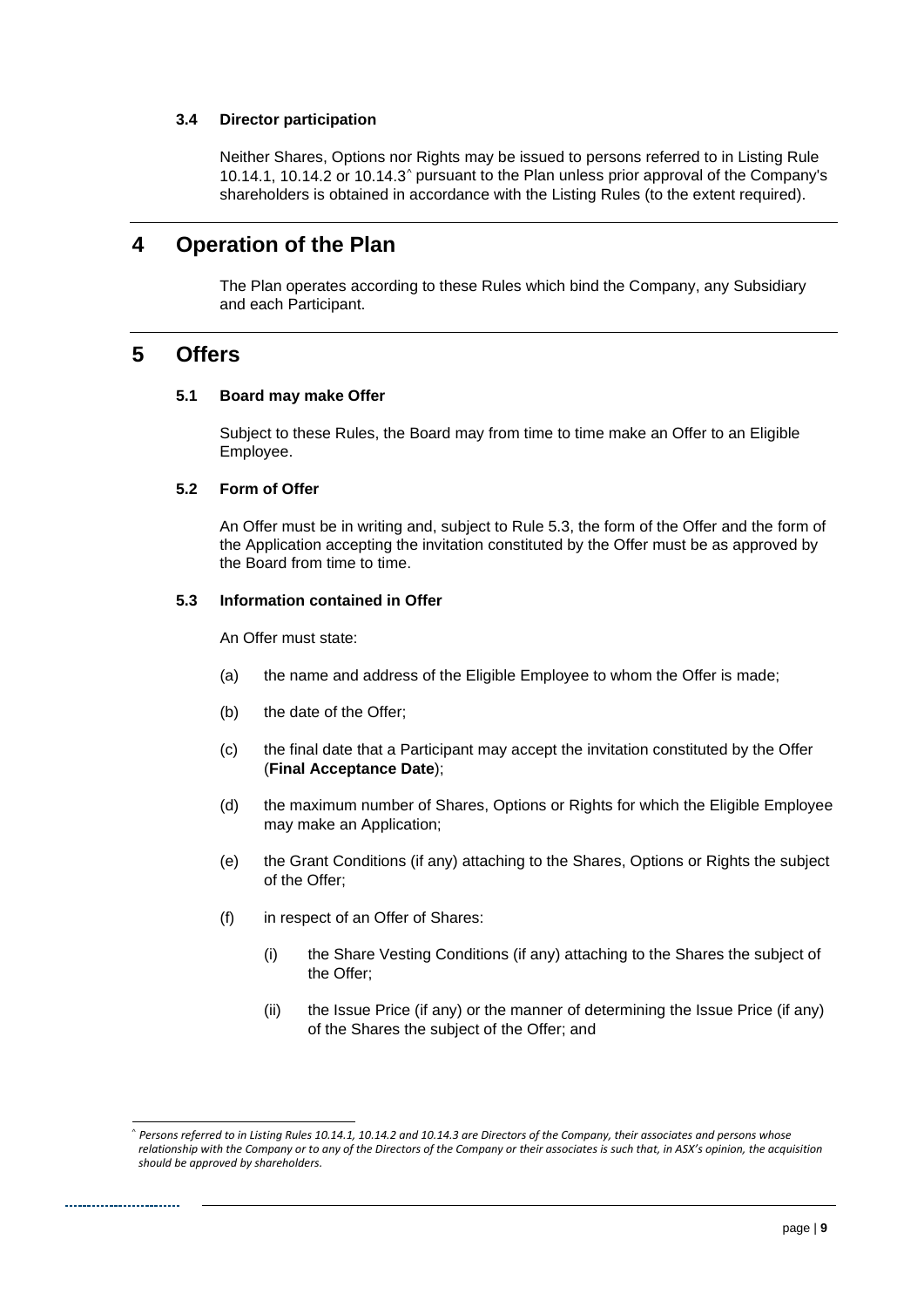### 3.4 Director participation

Neither Shares, Options nor Rights may be issued to persons referred to in Listing Rule 10.14.1, 10.14.2 or 10.14.3[^] pursuant to the Plan unless prior approval of the Company's shareholders is obtained in accordance with the Listing Rules (to the extent required).

## 4 Operation of the Plan

The Plan operates according to these Rules which bind the Company, any Subsidiary and each Participant.

## 5 Offers

### 5.1 Board may make Offer

Subject to these Rules, the Board may from time to time make an Offer to an Eligible Employee.

### 5.2 Form of Offer

An Offer must be in writing and, subject to Rule 5.3, the form of the Offer and the form of the Application accepting the invitation constituted by the Offer must be as approved by the Board from time to time.

### 5.3 Information contained in Offer

An Offer must state:

(a) the name and address of the Eligible Employee to whom the Offer is made;

(b) the date of the Offer;

(c) the final date that a Participant may accept the invitation constituted by the Offer (**Final Acceptance Date**);

(d) the maximum number of Shares, Options or Rights for which the Eligible Employee may make an Application;

(e) the Grant Conditions (if any) attaching to the Shares, Options or Rights the subject of the Offer;

(f) in respect of an Offer of Shares:

  (i) the Share Vesting Conditions (if any) attaching to the Shares the subject of the Offer;

  (ii) the Issue Price (if any) or the manner of determining the Issue Price (if any) of the Shares the subject of the Offer; and

---

[^] *Persons referred to in Listing Rules 10.14.1, 10.14.2 and 10.14.3 are Directors of the Company, their associates and persons whose relationship with the Company or to any of the Directors of the Company or their associates is such that, in ASX's opinion, the acquisition should be approved by shareholders.*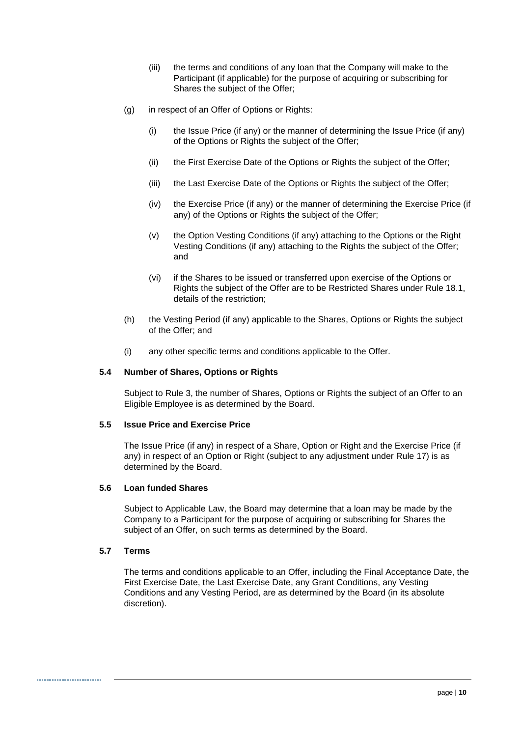(iii) the terms and conditions of any loan that the Company will make to the Participant (if applicable) for the purpose of acquiring or subscribing for Shares the subject of the Offer;

(g) in respect of an Offer of Options or Rights:

(i) the Issue Price (if any) or the manner of determining the Issue Price (if any) of the Options or Rights the subject of the Offer;

(ii) the First Exercise Date of the Options or Rights the subject of the Offer;

(iii) the Last Exercise Date of the Options or Rights the subject of the Offer;

(iv) the Exercise Price (if any) or the manner of determining the Exercise Price (if any) of the Options or Rights the subject of the Offer;

(v) the Option Vesting Conditions (if any) attaching to the Options or the Right Vesting Conditions (if any) attaching to the Rights the subject of the Offer; and

(vi) if the Shares to be issued or transferred upon exercise of the Options or Rights the subject of the Offer are to be Restricted Shares under Rule 18.1, details of the restriction;

(h) the Vesting Period (if any) applicable to the Shares, Options or Rights the subject of the Offer; and

(i) any other specific terms and conditions applicable to the Offer.

### 5.4 Number of Shares, Options or Rights

Subject to Rule 3, the number of Shares, Options or Rights the subject of an Offer to an Eligible Employee is as determined by the Board.

### 5.5 Issue Price and Exercise Price

The Issue Price (if any) in respect of a Share, Option or Right and the Exercise Price (if any) in respect of an Option or Right (subject to any adjustment under Rule 17) is as determined by the Board.

### 5.6 Loan funded Shares

Subject to Applicable Law, the Board may determine that a loan may be made by the Company to a Participant for the purpose of acquiring or subscribing for Shares the subject of an Offer, on such terms as determined by the Board.

### 5.7 Terms

The terms and conditions applicable to an Offer, including the Final Acceptance Date, the First Exercise Date, the Last Exercise Date, any Grant Conditions, any Vesting Conditions and any Vesting Period, are as determined by the Board (in its absolute discretion).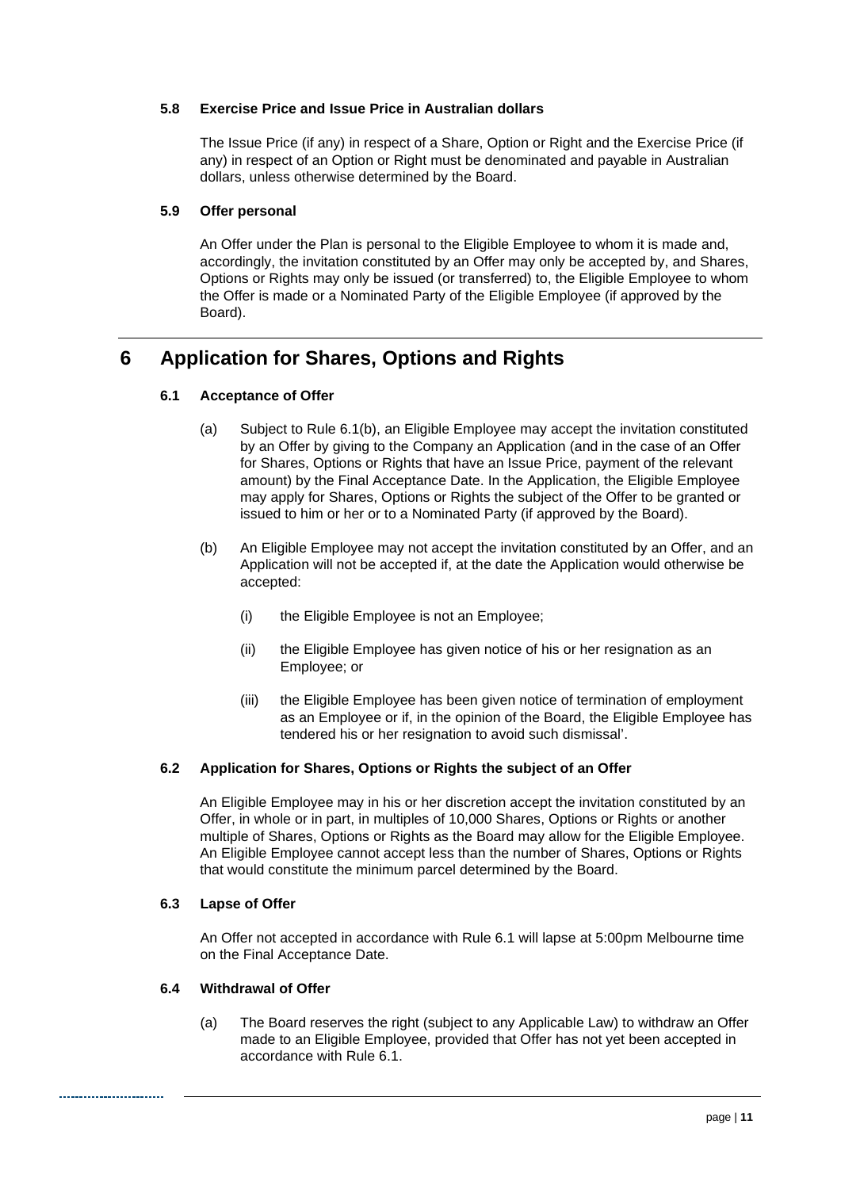### 5.8 Exercise Price and Issue Price in Australian dollars

The Issue Price (if any) in respect of a Share, Option or Right and the Exercise Price (if any) in respect of an Option or Right must be denominated and payable in Australian dollars, unless otherwise determined by the Board.

### 5.9 Offer personal

An Offer under the Plan is personal to the Eligible Employee to whom it is made and, accordingly, the invitation constituted by an Offer may only be accepted by, and Shares, Options or Rights may only be issued (or transferred) to, the Eligible Employee to whom the Offer is made or a Nominated Party of the Eligible Employee (if approved by the Board).

## 6 Application for Shares, Options and Rights

### 6.1 Acceptance of Offer

(a) Subject to Rule 6.1(b), an Eligible Employee may accept the invitation constituted by an Offer by giving to the Company an Application (and in the case of an Offer for Shares, Options or Rights that have an Issue Price, payment of the relevant amount) by the Final Acceptance Date. In the Application, the Eligible Employee may apply for Shares, Options or Rights the subject of the Offer to be granted or issued to him or her or to a Nominated Party (if approved by the Board).

(b) An Eligible Employee may not accept the invitation constituted by an Offer, and an Application will not be accepted if, at the date the Application would otherwise be accepted:

(i) the Eligible Employee is not an Employee;

(ii) the Eligible Employee has given notice of his or her resignation as an Employee; or

(iii) the Eligible Employee has been given notice of termination of employment as an Employee or if, in the opinion of the Board, the Eligible Employee has tendered his or her resignation to avoid such dismissal'.

### 6.2 Application for Shares, Options or Rights the subject of an Offer

An Eligible Employee may in his or her discretion accept the invitation constituted by an Offer, in whole or in part, in multiples of 10,000 Shares, Options or Rights or another multiple of Shares, Options or Rights as the Board may allow for the Eligible Employee. An Eligible Employee cannot accept less than the number of Shares, Options or Rights that would constitute the minimum parcel determined by the Board.

### 6.3 Lapse of Offer

An Offer not accepted in accordance with Rule 6.1 will lapse at 5:00pm Melbourne time on the Final Acceptance Date.

### 6.4 Withdrawal of Offer

(a) The Board reserves the right (subject to any Applicable Law) to withdraw an Offer made to an Eligible Employee, provided that Offer has not yet been accepted in accordance with Rule 6.1.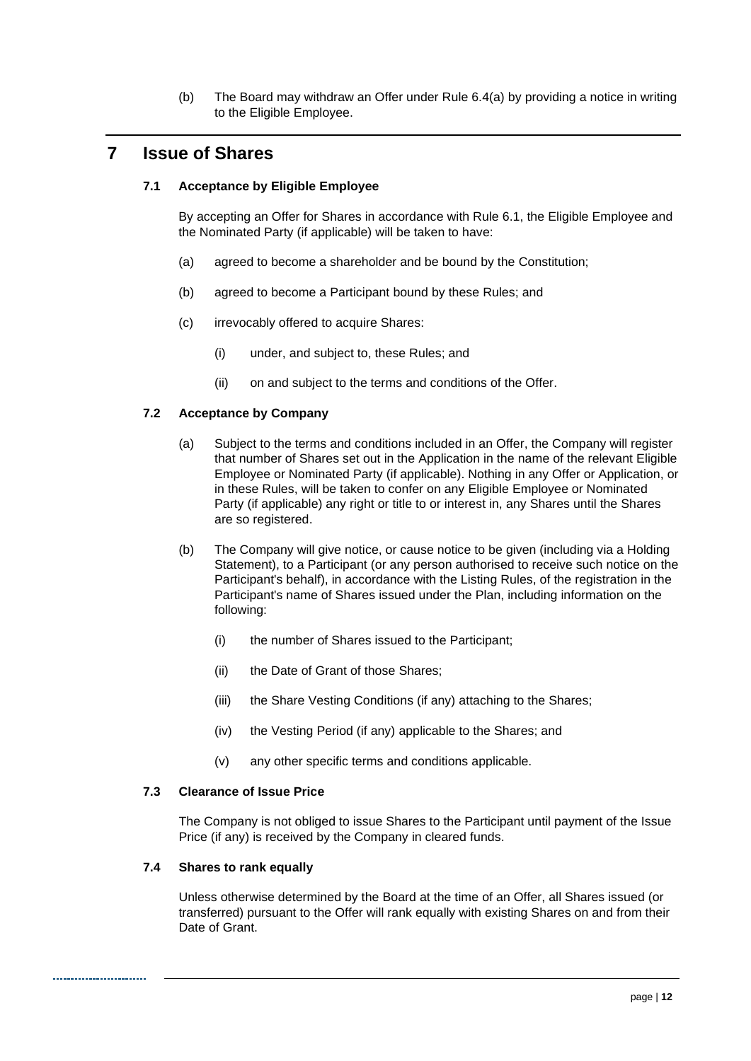(b) The Board may withdraw an Offer under Rule 6.4(a) by providing a notice in writing to the Eligible Employee.

# 7 Issue of Shares

### 7.1 Acceptance by Eligible Employee

By accepting an Offer for Shares in accordance with Rule 6.1, the Eligible Employee and the Nominated Party (if applicable) will be taken to have:

(a) agreed to become a shareholder and be bound by the Constitution;

(b) agreed to become a Participant bound by these Rules; and

(c) irrevocably offered to acquire Shares:

(i) under, and subject to, these Rules; and

(ii) on and subject to the terms and conditions of the Offer.

### 7.2 Acceptance by Company

(a) Subject to the terms and conditions included in an Offer, the Company will register that number of Shares set out in the Application in the name of the relevant Eligible Employee or Nominated Party (if applicable). Nothing in any Offer or Application, or in these Rules, will be taken to confer on any Eligible Employee or Nominated Party (if applicable) any right or title to or interest in, any Shares until the Shares are so registered.

(b) The Company will give notice, or cause notice to be given (including via a Holding Statement), to a Participant (or any person authorised to receive such notice on the Participant's behalf), in accordance with the Listing Rules, of the registration in the Participant's name of Shares issued under the Plan, including information on the following:

(i) the number of Shares issued to the Participant;

(ii) the Date of Grant of those Shares;

(iii) the Share Vesting Conditions (if any) attaching to the Shares;

(iv) the Vesting Period (if any) applicable to the Shares; and

(v) any other specific terms and conditions applicable.

### 7.3 Clearance of Issue Price

The Company is not obliged to issue Shares to the Participant until payment of the Issue Price (if any) is received by the Company in cleared funds.

### 7.4 Shares to rank equally

Unless otherwise determined by the Board at the time of an Offer, all Shares issued (or transferred) pursuant to the Offer will rank equally with existing Shares on and from their Date of Grant.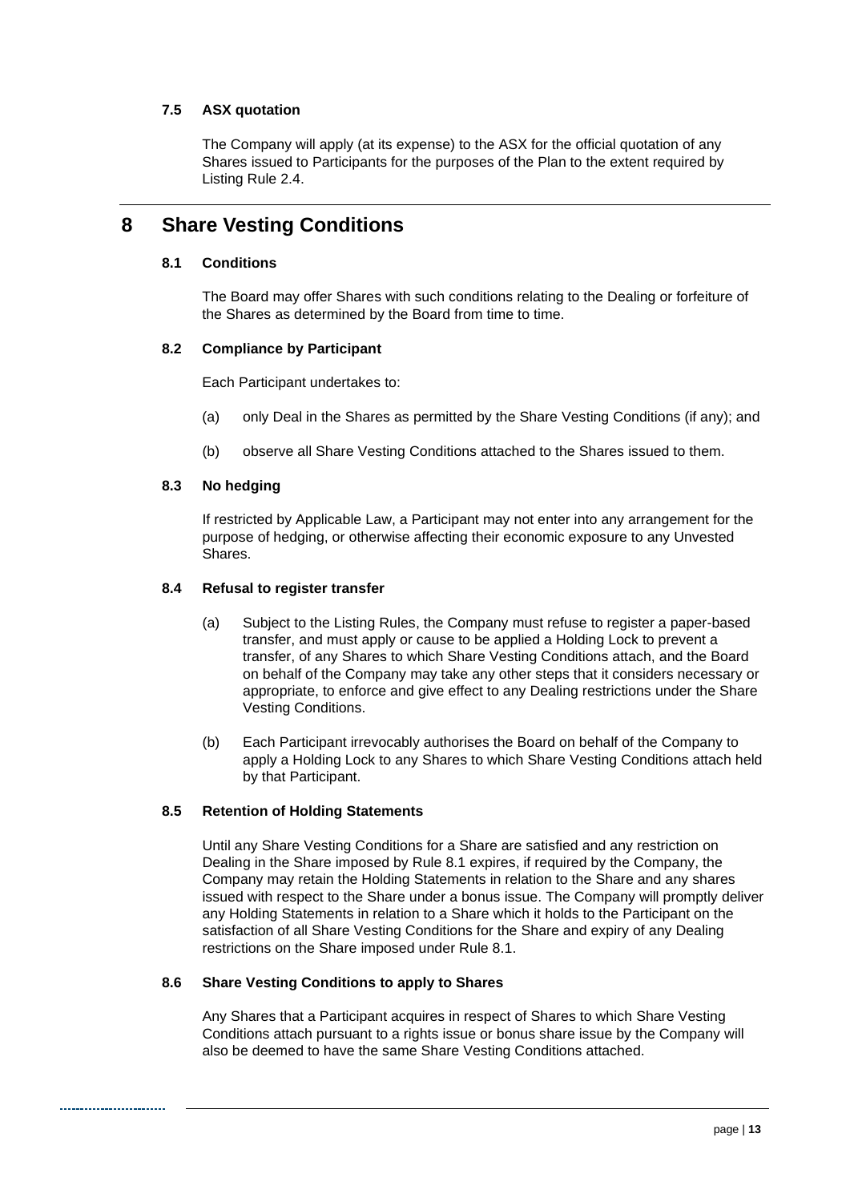### 7.5 ASX quotation

The Company will apply (at its expense) to the ASX for the official quotation of any Shares issued to Participants for the purposes of the Plan to the extent required by Listing Rule 2.4.

## 8 Share Vesting Conditions

### 8.1 Conditions

The Board may offer Shares with such conditions relating to the Dealing or forfeiture of the Shares as determined by the Board from time to time.

### 8.2 Compliance by Participant

Each Participant undertakes to:

(a) only Deal in the Shares as permitted by the Share Vesting Conditions (if any); and

(b) observe all Share Vesting Conditions attached to the Shares issued to them.

### 8.3 No hedging

If restricted by Applicable Law, a Participant may not enter into any arrangement for the purpose of hedging, or otherwise affecting their economic exposure to any Unvested Shares.

### 8.4 Refusal to register transfer

(a) Subject to the Listing Rules, the Company must refuse to register a paper-based transfer, and must apply or cause to be applied a Holding Lock to prevent a transfer, of any Shares to which Share Vesting Conditions attach, and the Board on behalf of the Company may take any other steps that it considers necessary or appropriate, to enforce and give effect to any Dealing restrictions under the Share Vesting Conditions.

(b) Each Participant irrevocably authorises the Board on behalf of the Company to apply a Holding Lock to any Shares to which Share Vesting Conditions attach held by that Participant.

### 8.5 Retention of Holding Statements

Until any Share Vesting Conditions for a Share are satisfied and any restriction on Dealing in the Share imposed by Rule 8.1 expires, if required by the Company, the Company may retain the Holding Statements in relation to the Share and any shares issued with respect to the Share under a bonus issue. The Company will promptly deliver any Holding Statements in relation to a Share which it holds to the Participant on the satisfaction of all Share Vesting Conditions for the Share and expiry of any Dealing restrictions on the Share imposed under Rule 8.1.

### 8.6 Share Vesting Conditions to apply to Shares

Any Shares that a Participant acquires in respect of Shares to which Share Vesting Conditions attach pursuant to a rights issue or bonus share issue by the Company will also be deemed to have the same Share Vesting Conditions attached.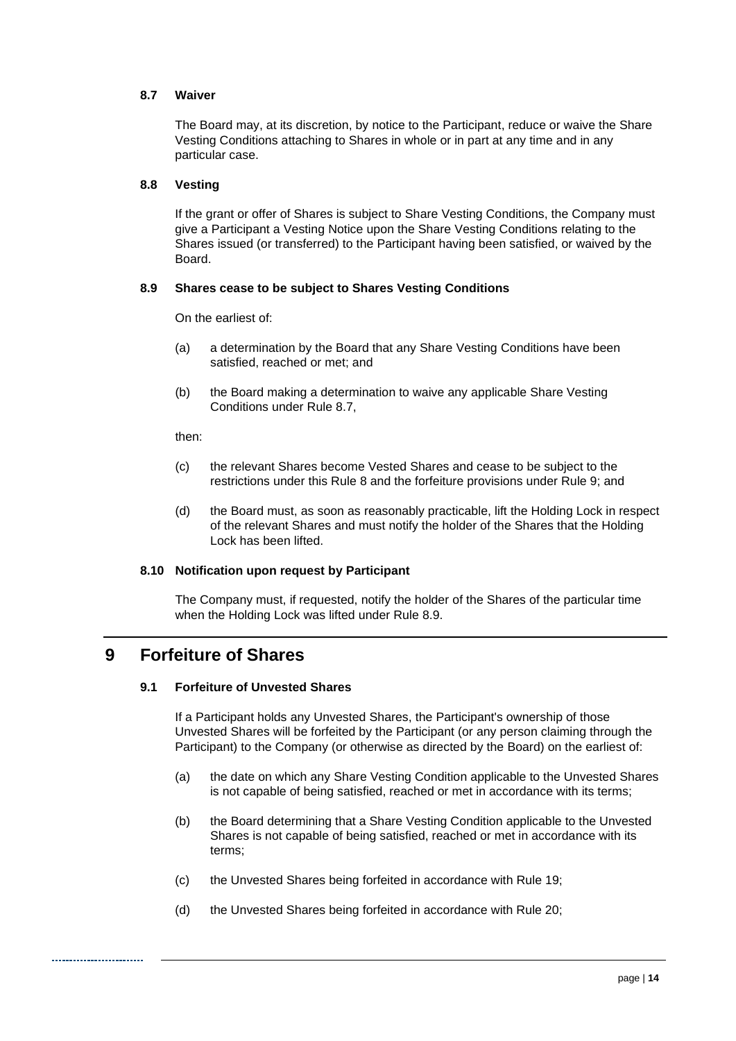### 8.7 Waiver

The Board may, at its discretion, by notice to the Participant, reduce or waive the Share Vesting Conditions attaching to Shares in whole or in part at any time and in any particular case.

### 8.8 Vesting

If the grant or offer of Shares is subject to Share Vesting Conditions, the Company must give a Participant a Vesting Notice upon the Share Vesting Conditions relating to the Shares issued (or transferred) to the Participant having been satisfied, or waived by the Board.

### 8.9 Shares cease to be subject to Shares Vesting Conditions

On the earliest of:

(a) a determination by the Board that any Share Vesting Conditions have been satisfied, reached or met; and

(b) the Board making a determination to waive any applicable Share Vesting Conditions under Rule 8.7,

then:

(c) the relevant Shares become Vested Shares and cease to be subject to the restrictions under this Rule 8 and the forfeiture provisions under Rule 9; and

(d) the Board must, as soon as reasonably practicable, lift the Holding Lock in respect of the relevant Shares and must notify the holder of the Shares that the Holding Lock has been lifted.

### 8.10 Notification upon request by Participant

The Company must, if requested, notify the holder of the Shares of the particular time when the Holding Lock was lifted under Rule 8.9.

## 9 Forfeiture of Shares

### 9.1 Forfeiture of Unvested Shares

If a Participant holds any Unvested Shares, the Participant's ownership of those Unvested Shares will be forfeited by the Participant (or any person claiming through the Participant) to the Company (or otherwise as directed by the Board) on the earliest of:

(a) the date on which any Share Vesting Condition applicable to the Unvested Shares is not capable of being satisfied, reached or met in accordance with its terms;

(b) the Board determining that a Share Vesting Condition applicable to the Unvested Shares is not capable of being satisfied, reached or met in accordance with its terms;

(c) the Unvested Shares being forfeited in accordance with Rule 19;

(d) the Unvested Shares being forfeited in accordance with Rule 20;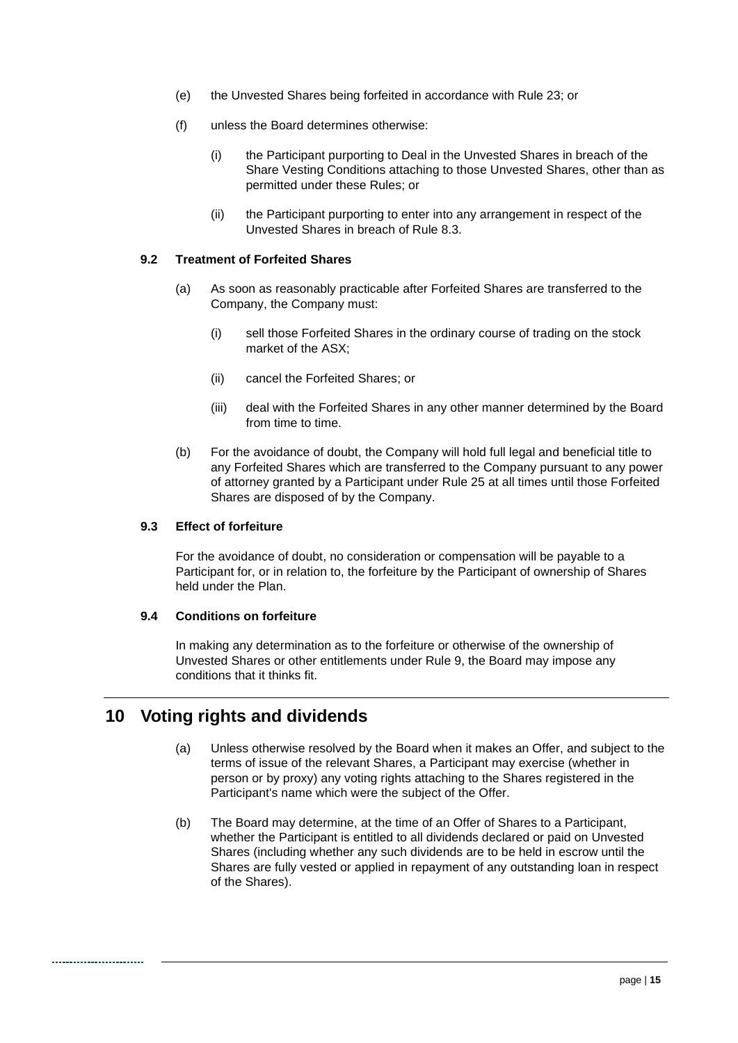(e) the Unvested Shares being forfeited in accordance with Rule 23; or

(f) unless the Board determines otherwise:

  (i) the Participant purporting to Deal in the Unvested Shares in breach of the Share Vesting Conditions attaching to those Unvested Shares, other than as permitted under these Rules; or

  (ii) the Participant purporting to enter into any arrangement in respect of the Unvested Shares in breach of Rule 8.3.

### 9.2 Treatment of Forfeited Shares

(a) As soon as reasonably practicable after Forfeited Shares are transferred to the Company, the Company must:

  (i) sell those Forfeited Shares in the ordinary course of trading on the stock market of the ASX;

  (ii) cancel the Forfeited Shares; or

  (iii) deal with the Forfeited Shares in any other manner determined by the Board from time to time.

(b) For the avoidance of doubt, the Company will hold full legal and beneficial title to any Forfeited Shares which are transferred to the Company pursuant to any power of attorney granted by a Participant under Rule 25 at all times until those Forfeited Shares are disposed of by the Company.

### 9.3 Effect of forfeiture

For the avoidance of doubt, no consideration or compensation will be payable to a Participant for, or in relation to, the forfeiture by the Participant of ownership of Shares held under the Plan.

### 9.4 Conditions on forfeiture

In making any determination as to the forfeiture or otherwise of the ownership of Unvested Shares or other entitlements under Rule 9, the Board may impose any conditions that it thinks fit.

## 10 Voting rights and dividends

(a) Unless otherwise resolved by the Board when it makes an Offer, and subject to the terms of issue of the relevant Shares, a Participant may exercise (whether in person or by proxy) any voting rights attaching to the Shares registered in the Participant's name which were the subject of the Offer.

(b) The Board may determine, at the time of an Offer of Shares to a Participant, whether the Participant is entitled to all dividends declared or paid on Unvested Shares (including whether any such dividends are to be held in escrow until the Shares are fully vested or applied in repayment of any outstanding loan in respect of the Shares).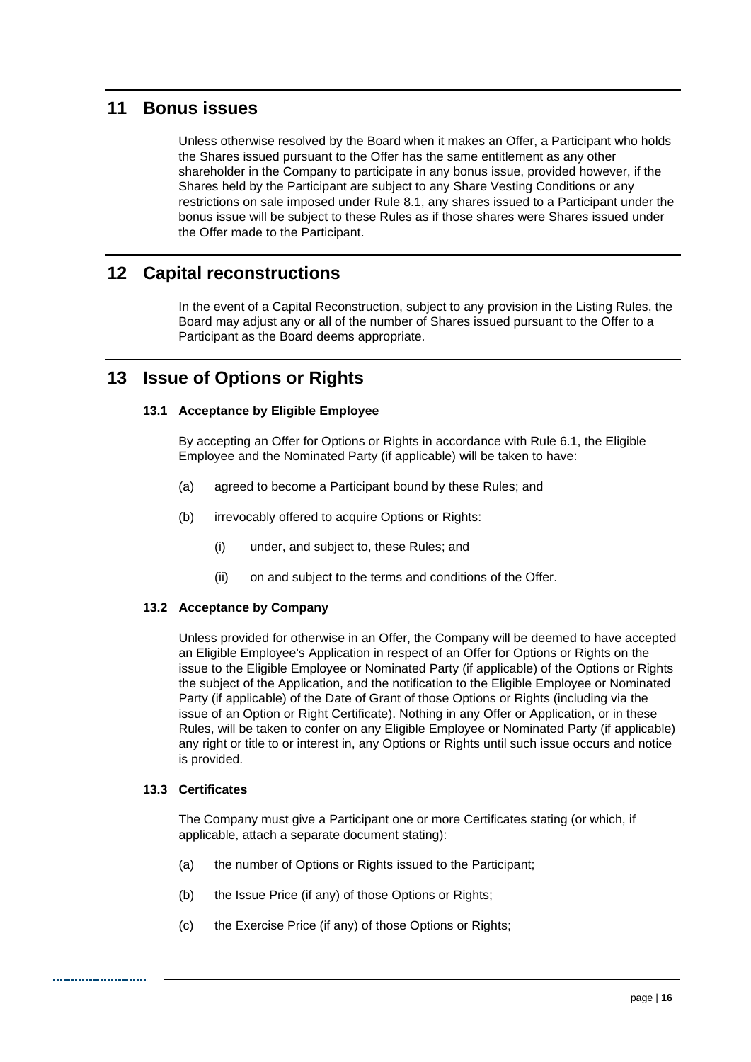# 11 Bonus issues

Unless otherwise resolved by the Board when it makes an Offer, a Participant who holds the Shares issued pursuant to the Offer has the same entitlement as any other shareholder in the Company to participate in any bonus issue, provided however, if the Shares held by the Participant are subject to any Share Vesting Conditions or any restrictions on sale imposed under Rule 8.1, any shares issued to a Participant under the bonus issue will be subject to these Rules as if those shares were Shares issued under the Offer made to the Participant.

# 12 Capital reconstructions

In the event of a Capital Reconstruction, subject to any provision in the Listing Rules, the Board may adjust any or all of the number of Shares issued pursuant to the Offer to a Participant as the Board deems appropriate.

# 13 Issue of Options or Rights

### 13.1 Acceptance by Eligible Employee

By accepting an Offer for Options or Rights in accordance with Rule 6.1, the Eligible Employee and the Nominated Party (if applicable) will be taken to have:

(a) agreed to become a Participant bound by these Rules; and

(b) irrevocably offered to acquire Options or Rights:

  (i) under, and subject to, these Rules; and

  (ii) on and subject to the terms and conditions of the Offer.

### 13.2 Acceptance by Company

Unless provided for otherwise in an Offer, the Company will be deemed to have accepted an Eligible Employee's Application in respect of an Offer for Options or Rights on the issue to the Eligible Employee or Nominated Party (if applicable) of the Options or Rights the subject of the Application, and the notification to the Eligible Employee or Nominated Party (if applicable) of the Date of Grant of those Options or Rights (including via the issue of an Option or Right Certificate). Nothing in any Offer or Application, or in these Rules, will be taken to confer on any Eligible Employee or Nominated Party (if applicable) any right or title to or interest in, any Options or Rights until such issue occurs and notice is provided.

### 13.3 Certificates

The Company must give a Participant one or more Certificates stating (or which, if applicable, attach a separate document stating):

(a) the number of Options or Rights issued to the Participant;

(b) the Issue Price (if any) of those Options or Rights;

(c) the Exercise Price (if any) of those Options or Rights;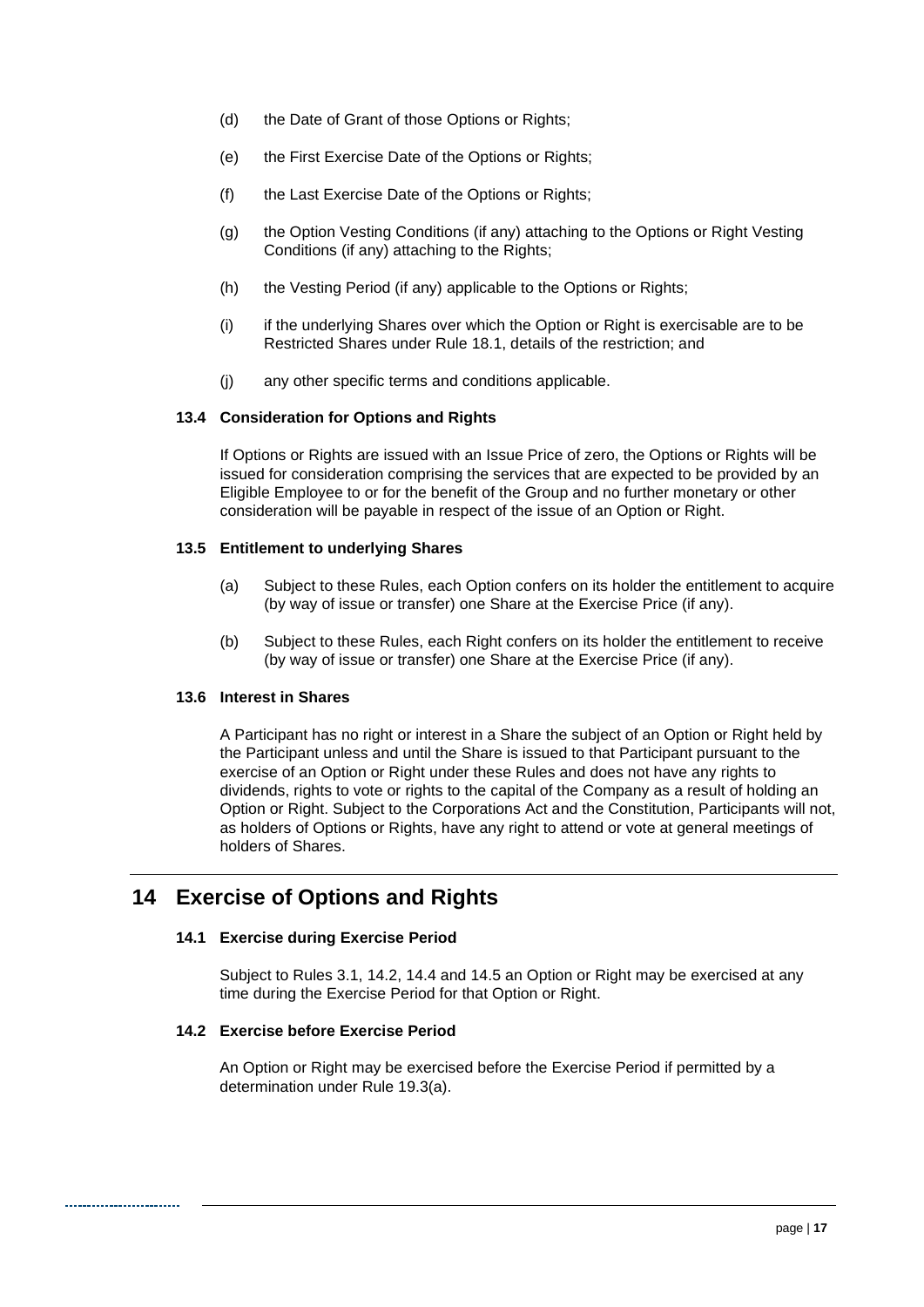(d) the Date of Grant of those Options or Rights;

(e) the First Exercise Date of the Options or Rights;

(f) the Last Exercise Date of the Options or Rights;

(g) the Option Vesting Conditions (if any) attaching to the Options or Right Vesting Conditions (if any) attaching to the Rights;

(h) the Vesting Period (if any) applicable to the Options or Rights;

(i) if the underlying Shares over which the Option or Right is exercisable are to be Restricted Shares under Rule 18.1, details of the restriction; and

(j) any other specific terms and conditions applicable.

### 13.4 Consideration for Options and Rights

If Options or Rights are issued with an Issue Price of zero, the Options or Rights will be issued for consideration comprising the services that are expected to be provided by an Eligible Employee to or for the benefit of the Group and no further monetary or other consideration will be payable in respect of the issue of an Option or Right.

### 13.5 Entitlement to underlying Shares

(a) Subject to these Rules, each Option confers on its holder the entitlement to acquire (by way of issue or transfer) one Share at the Exercise Price (if any).

(b) Subject to these Rules, each Right confers on its holder the entitlement to receive (by way of issue or transfer) one Share at the Exercise Price (if any).

### 13.6 Interest in Shares

A Participant has no right or interest in a Share the subject of an Option or Right held by the Participant unless and until the Share is issued to that Participant pursuant to the exercise of an Option or Right under these Rules and does not have any rights to dividends, rights to vote or rights to the capital of the Company as a result of holding an Option or Right. Subject to the Corporations Act and the Constitution, Participants will not, as holders of Options or Rights, have any right to attend or vote at general meetings of holders of Shares.

## 14 Exercise of Options and Rights

### 14.1 Exercise during Exercise Period

Subject to Rules 3.1, 14.2, 14.4 and 14.5 an Option or Right may be exercised at any time during the Exercise Period for that Option or Right.

### 14.2 Exercise before Exercise Period

An Option or Right may be exercised before the Exercise Period if permitted by a determination under Rule 19.3(a).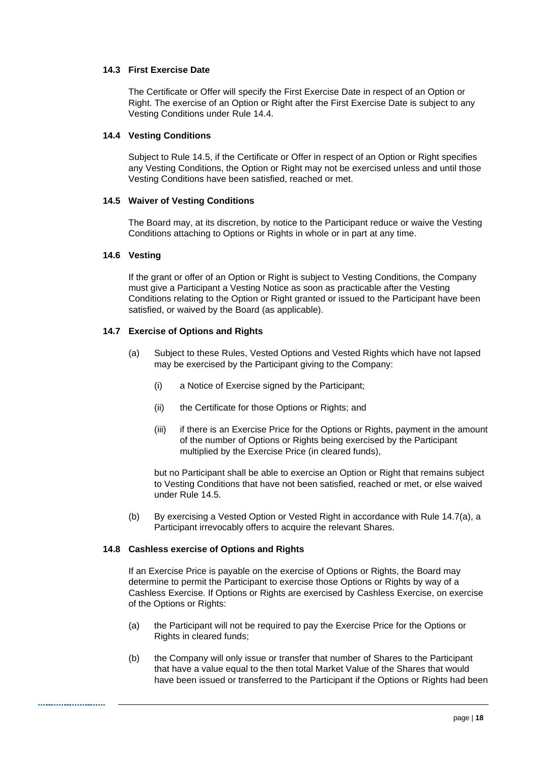### 14.3 First Exercise Date

The Certificate or Offer will specify the First Exercise Date in respect of an Option or Right. The exercise of an Option or Right after the First Exercise Date is subject to any Vesting Conditions under Rule 14.4.

### 14.4 Vesting Conditions

Subject to Rule 14.5, if the Certificate or Offer in respect of an Option or Right specifies any Vesting Conditions, the Option or Right may not be exercised unless and until those Vesting Conditions have been satisfied, reached or met.

### 14.5 Waiver of Vesting Conditions

The Board may, at its discretion, by notice to the Participant reduce or waive the Vesting Conditions attaching to Options or Rights in whole or in part at any time.

### 14.6 Vesting

If the grant or offer of an Option or Right is subject to Vesting Conditions, the Company must give a Participant a Vesting Notice as soon as practicable after the Vesting Conditions relating to the Option or Right granted or issued to the Participant have been satisfied, or waived by the Board (as applicable).

### 14.7 Exercise of Options and Rights

(a) Subject to these Rules, Vested Options and Vested Rights which have not lapsed may be exercised by the Participant giving to the Company:

  (i) a Notice of Exercise signed by the Participant;

  (ii) the Certificate for those Options or Rights; and

  (iii) if there is an Exercise Price for the Options or Rights, payment in the amount of the number of Options or Rights being exercised by the Participant multiplied by the Exercise Price (in cleared funds),

  but no Participant shall be able to exercise an Option or Right that remains subject to Vesting Conditions that have not been satisfied, reached or met, or else waived under Rule 14.5.

(b) By exercising a Vested Option or Vested Right in accordance with Rule 14.7(a), a Participant irrevocably offers to acquire the relevant Shares.

### 14.8 Cashless exercise of Options and Rights

If an Exercise Price is payable on the exercise of Options or Rights, the Board may determine to permit the Participant to exercise those Options or Rights by way of a Cashless Exercise. If Options or Rights are exercised by Cashless Exercise, on exercise of the Options or Rights:

(a) the Participant will not be required to pay the Exercise Price for the Options or Rights in cleared funds;

(b) the Company will only issue or transfer that number of Shares to the Participant that have a value equal to the then total Market Value of the Shares that would have been issued or transferred to the Participant if the Options or Rights had been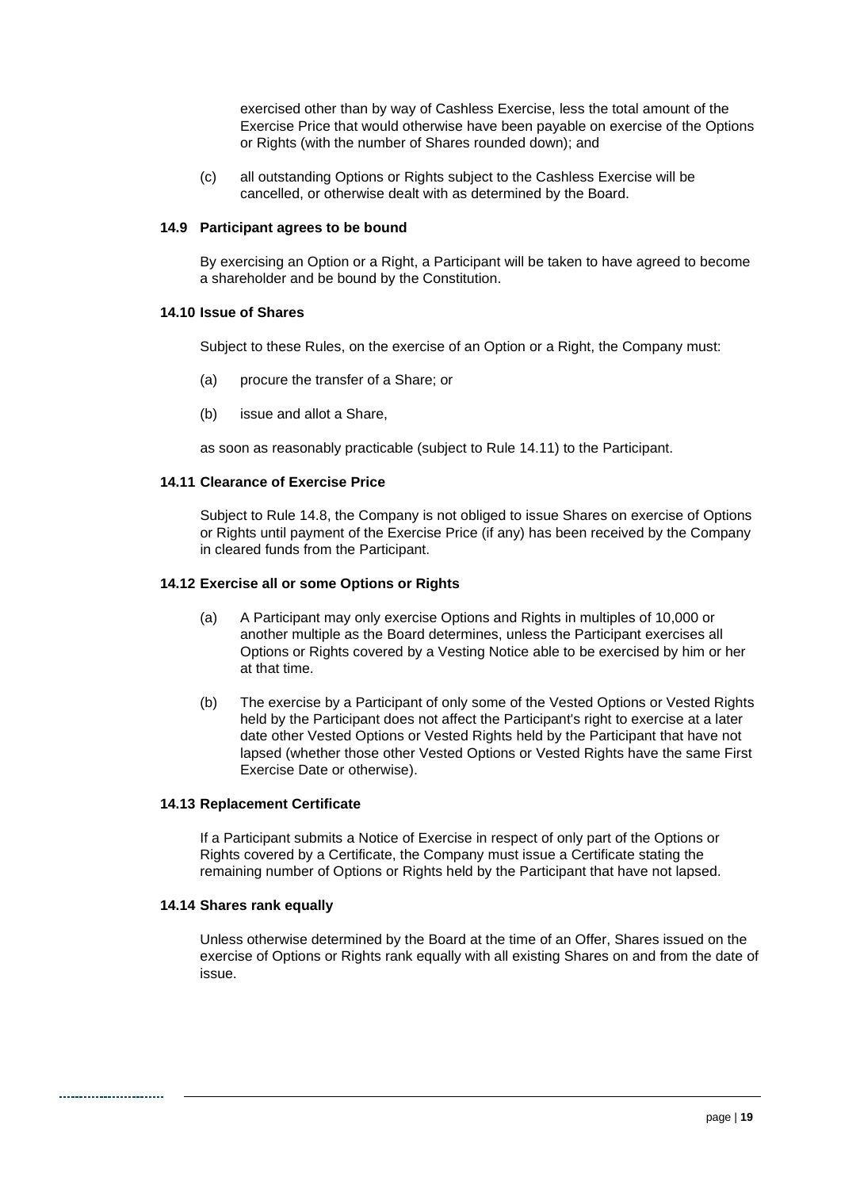exercised other than by way of Cashless Exercise, less the total amount of the Exercise Price that would otherwise have been payable on exercise of the Options or Rights (with the number of Shares rounded down); and

(c) all outstanding Options or Rights subject to the Cashless Exercise will be cancelled, or otherwise dealt with as determined by the Board.

### 14.9 Participant agrees to be bound

By exercising an Option or a Right, a Participant will be taken to have agreed to become a shareholder and be bound by the Constitution.

### 14.10 Issue of Shares

Subject to these Rules, on the exercise of an Option or a Right, the Company must:

(a) procure the transfer of a Share; or

(b) issue and allot a Share,

as soon as reasonably practicable (subject to Rule 14.11) to the Participant.

### 14.11 Clearance of Exercise Price

Subject to Rule 14.8, the Company is not obliged to issue Shares on exercise of Options or Rights until payment of the Exercise Price (if any) has been received by the Company in cleared funds from the Participant.

### 14.12 Exercise all or some Options or Rights

(a) A Participant may only exercise Options and Rights in multiples of 10,000 or another multiple as the Board determines, unless the Participant exercises all Options or Rights covered by a Vesting Notice able to be exercised by him or her at that time.

(b) The exercise by a Participant of only some of the Vested Options or Vested Rights held by the Participant does not affect the Participant's right to exercise at a later date other Vested Options or Vested Rights held by the Participant that have not lapsed (whether those other Vested Options or Vested Rights have the same First Exercise Date or otherwise).

### 14.13 Replacement Certificate

If a Participant submits a Notice of Exercise in respect of only part of the Options or Rights covered by a Certificate, the Company must issue a Certificate stating the remaining number of Options or Rights held by the Participant that have not lapsed.

### 14.14 Shares rank equally

Unless otherwise determined by the Board at the time of an Offer, Shares issued on the exercise of Options or Rights rank equally with all existing Shares on and from the date of issue.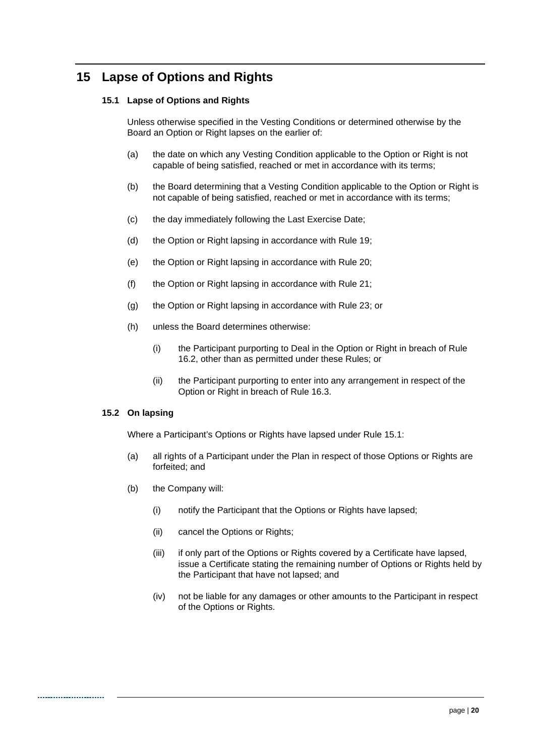# 15 Lapse of Options and Rights

## 15.1 Lapse of Options and Rights

Unless otherwise specified in the Vesting Conditions or determined otherwise by the Board an Option or Right lapses on the earlier of:

(a) the date on which any Vesting Condition applicable to the Option or Right is not capable of being satisfied, reached or met in accordance with its terms;

(b) the Board determining that a Vesting Condition applicable to the Option or Right is not capable of being satisfied, reached or met in accordance with its terms;

(c) the day immediately following the Last Exercise Date;

(d) the Option or Right lapsing in accordance with Rule 19;

(e) the Option or Right lapsing in accordance with Rule 20;

(f) the Option or Right lapsing in accordance with Rule 21;

(g) the Option or Right lapsing in accordance with Rule 23; or

(h) unless the Board determines otherwise:

  (i) the Participant purporting to Deal in the Option or Right in breach of Rule 16.2, other than as permitted under these Rules; or

  (ii) the Participant purporting to enter into any arrangement in respect of the Option or Right in breach of Rule 16.3.

## 15.2 On lapsing

Where a Participant's Options or Rights have lapsed under Rule 15.1:

(a) all rights of a Participant under the Plan in respect of those Options or Rights are forfeited; and

(b) the Company will:

  (i) notify the Participant that the Options or Rights have lapsed;

  (ii) cancel the Options or Rights;

  (iii) if only part of the Options or Rights covered by a Certificate have lapsed, issue a Certificate stating the remaining number of Options or Rights held by the Participant that have not lapsed; and

  (iv) not be liable for any damages or other amounts to the Participant in respect of the Options or Rights.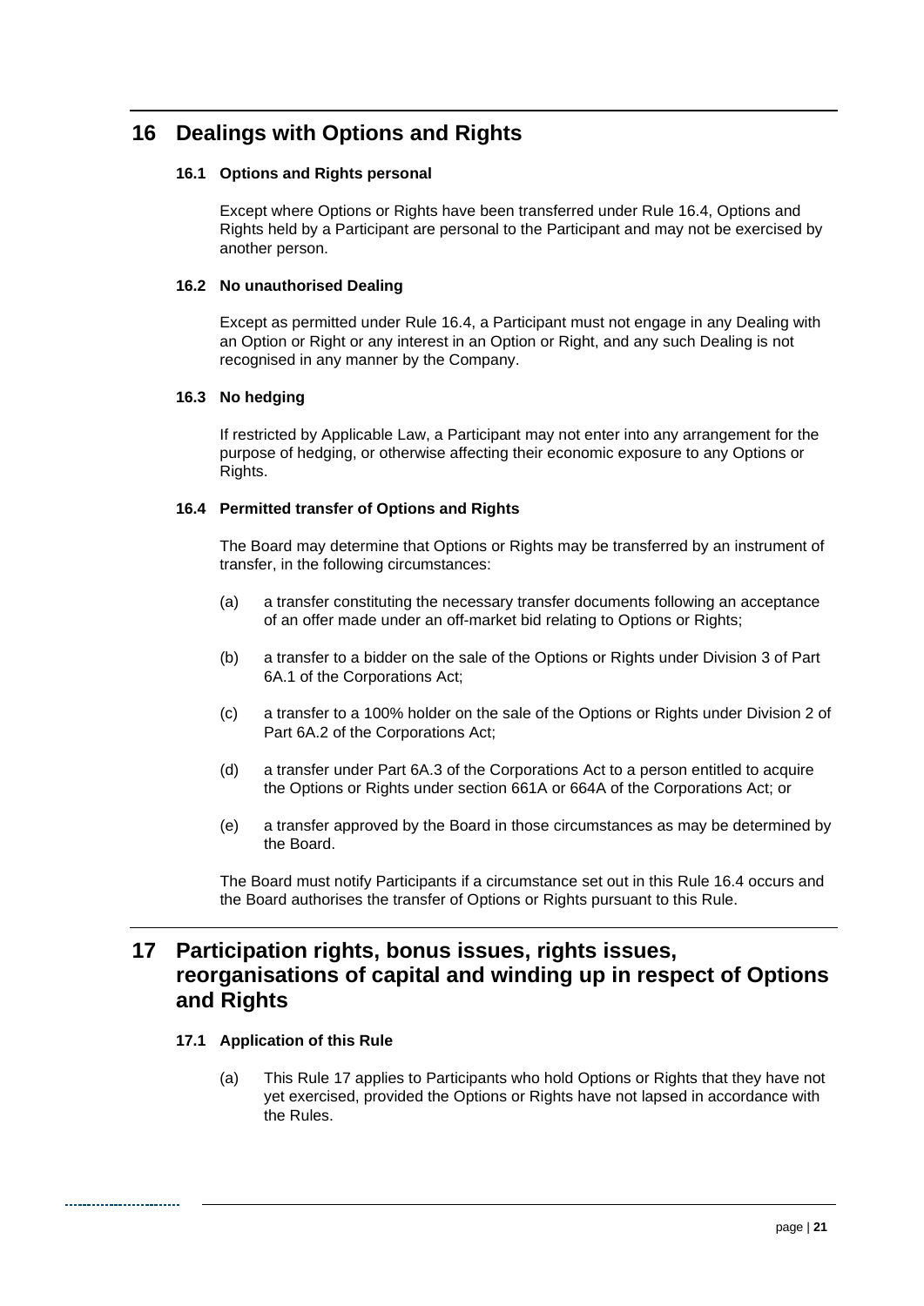# 16 Dealings with Options and Rights

### 16.1 Options and Rights personal

Except where Options or Rights have been transferred under Rule 16.4, Options and Rights held by a Participant are personal to the Participant and may not be exercised by another person.

### 16.2 No unauthorised Dealing

Except as permitted under Rule 16.4, a Participant must not engage in any Dealing with an Option or Right or any interest in an Option or Right, and any such Dealing is not recognised in any manner by the Company.

### 16.3 No hedging

If restricted by Applicable Law, a Participant may not enter into any arrangement for the purpose of hedging, or otherwise affecting their economic exposure to any Options or Rights.

### 16.4 Permitted transfer of Options and Rights

The Board may determine that Options or Rights may be transferred by an instrument of transfer, in the following circumstances:

(a) a transfer constituting the necessary transfer documents following an acceptance of an offer made under an off-market bid relating to Options or Rights;

(b) a transfer to a bidder on the sale of the Options or Rights under Division 3 of Part 6A.1 of the Corporations Act;

(c) a transfer to a 100% holder on the sale of the Options or Rights under Division 2 of Part 6A.2 of the Corporations Act;

(d) a transfer under Part 6A.3 of the Corporations Act to a person entitled to acquire the Options or Rights under section 661A or 664A of the Corporations Act; or

(e) a transfer approved by the Board in those circumstances as may be determined by the Board.

The Board must notify Participants if a circumstance set out in this Rule 16.4 occurs and the Board authorises the transfer of Options or Rights pursuant to this Rule.

# 17 Participation rights, bonus issues, rights issues, reorganisations of capital and winding up in respect of Options and Rights

### 17.1 Application of this Rule

(a) This Rule 17 applies to Participants who hold Options or Rights that they have not yet exercised, provided the Options or Rights have not lapsed in accordance with the Rules.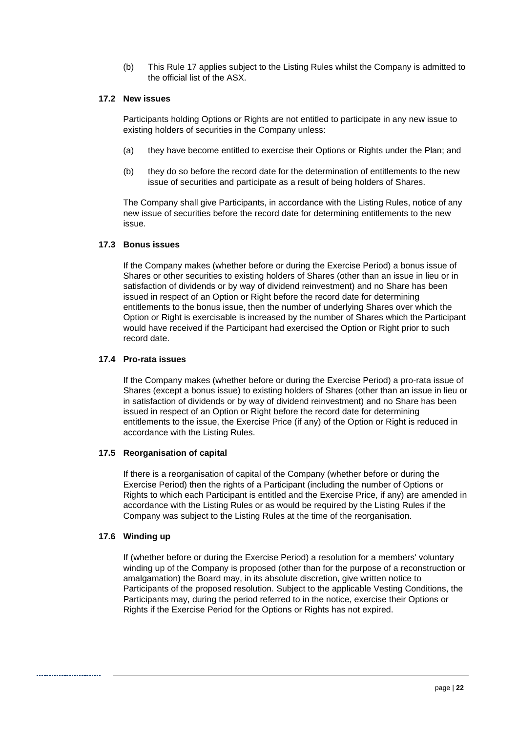(b) This Rule 17 applies subject to the Listing Rules whilst the Company is admitted to the official list of the ASX.

### 17.2 New issues

Participants holding Options or Rights are not entitled to participate in any new issue to existing holders of securities in the Company unless:

(a) they have become entitled to exercise their Options or Rights under the Plan; and

(b) they do so before the record date for the determination of entitlements to the new issue of securities and participate as a result of being holders of Shares.

The Company shall give Participants, in accordance with the Listing Rules, notice of any new issue of securities before the record date for determining entitlements to the new issue.

### 17.3 Bonus issues

If the Company makes (whether before or during the Exercise Period) a bonus issue of Shares or other securities to existing holders of Shares (other than an issue in lieu or in satisfaction of dividends or by way of dividend reinvestment) and no Share has been issued in respect of an Option or Right before the record date for determining entitlements to the bonus issue, then the number of underlying Shares over which the Option or Right is exercisable is increased by the number of Shares which the Participant would have received if the Participant had exercised the Option or Right prior to such record date.

### 17.4 Pro-rata issues

If the Company makes (whether before or during the Exercise Period) a pro-rata issue of Shares (except a bonus issue) to existing holders of Shares (other than an issue in lieu or in satisfaction of dividends or by way of dividend reinvestment) and no Share has been issued in respect of an Option or Right before the record date for determining entitlements to the issue, the Exercise Price (if any) of the Option or Right is reduced in accordance with the Listing Rules.

### 17.5 Reorganisation of capital

If there is a reorganisation of capital of the Company (whether before or during the Exercise Period) then the rights of a Participant (including the number of Options or Rights to which each Participant is entitled and the Exercise Price, if any) are amended in accordance with the Listing Rules or as would be required by the Listing Rules if the Company was subject to the Listing Rules at the time of the reorganisation.

### 17.6 Winding up

If (whether before or during the Exercise Period) a resolution for a members' voluntary winding up of the Company is proposed (other than for the purpose of a reconstruction or amalgamation) the Board may, in its absolute discretion, give written notice to Participants of the proposed resolution. Subject to the applicable Vesting Conditions, the Participants may, during the period referred to in the notice, exercise their Options or Rights if the Exercise Period for the Options or Rights has not expired.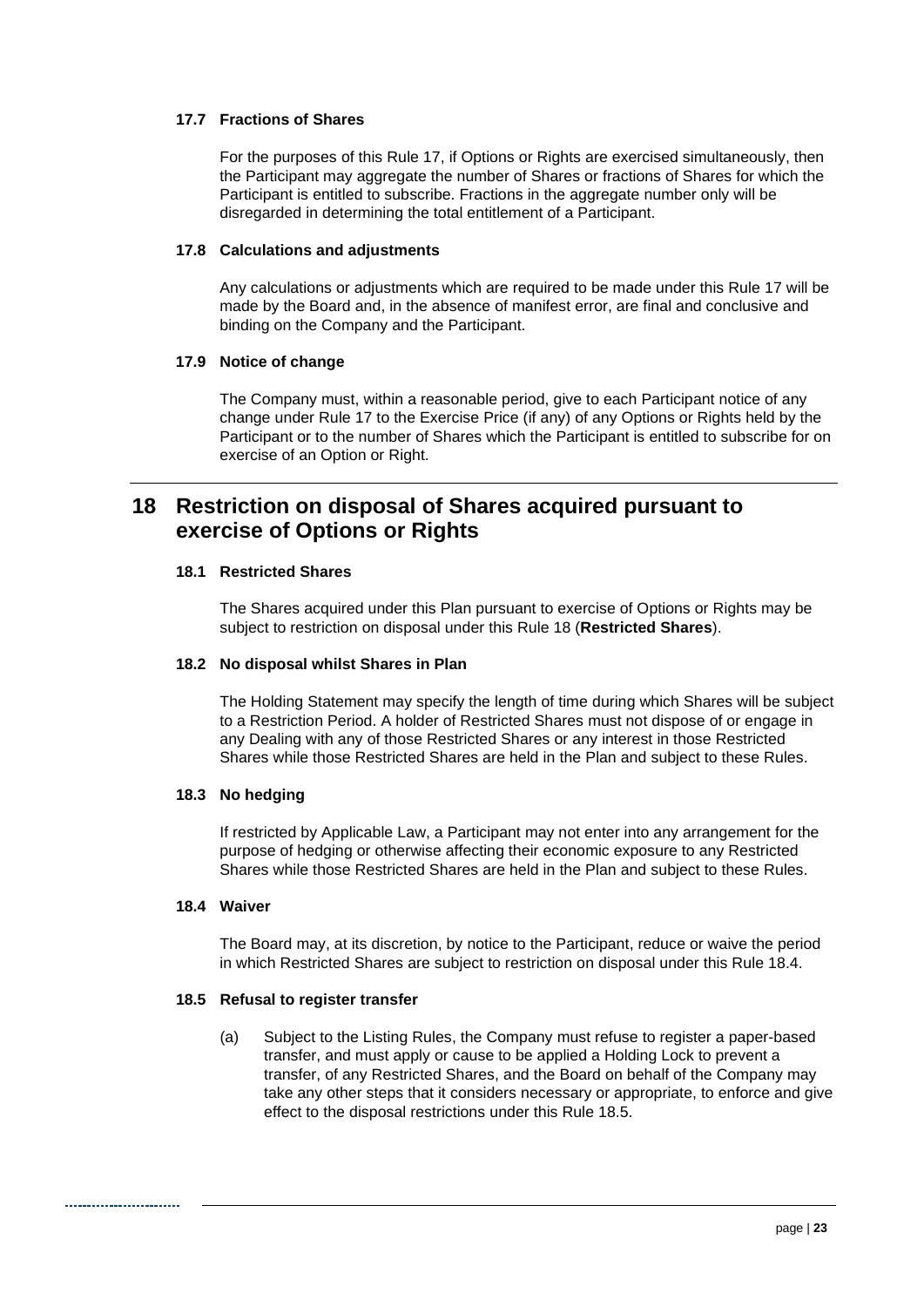### 17.7 Fractions of Shares

For the purposes of this Rule 17, if Options or Rights are exercised simultaneously, then the Participant may aggregate the number of Shares or fractions of Shares for which the Participant is entitled to subscribe. Fractions in the aggregate number only will be disregarded in determining the total entitlement of a Participant.

### 17.8 Calculations and adjustments

Any calculations or adjustments which are required to be made under this Rule 17 will be made by the Board and, in the absence of manifest error, are final and conclusive and binding on the Company and the Participant.

### 17.9 Notice of change

The Company must, within a reasonable period, give to each Participant notice of any change under Rule 17 to the Exercise Price (if any) of any Options or Rights held by the Participant or to the number of Shares which the Participant is entitled to subscribe for on exercise of an Option or Right.

## 18 Restriction on disposal of Shares acquired pursuant to exercise of Options or Rights

### 18.1 Restricted Shares

The Shares acquired under this Plan pursuant to exercise of Options or Rights may be subject to restriction on disposal under this Rule 18 (**Restricted Shares**).

### 18.2 No disposal whilst Shares in Plan

The Holding Statement may specify the length of time during which Shares will be subject to a Restriction Period. A holder of Restricted Shares must not dispose of or engage in any Dealing with any of those Restricted Shares or any interest in those Restricted Shares while those Restricted Shares are held in the Plan and subject to these Rules.

### 18.3 No hedging

If restricted by Applicable Law, a Participant may not enter into any arrangement for the purpose of hedging or otherwise affecting their economic exposure to any Restricted Shares while those Restricted Shares are held in the Plan and subject to these Rules.

### 18.4 Waiver

The Board may, at its discretion, by notice to the Participant, reduce or waive the period in which Restricted Shares are subject to restriction on disposal under this Rule 18.4.

### 18.5 Refusal to register transfer

(a) Subject to the Listing Rules, the Company must refuse to register a paper-based transfer, and must apply or cause to be applied a Holding Lock to prevent a transfer, of any Restricted Shares, and the Board on behalf of the Company may take any other steps that it considers necessary or appropriate, to enforce and give effect to the disposal restrictions under this Rule 18.5.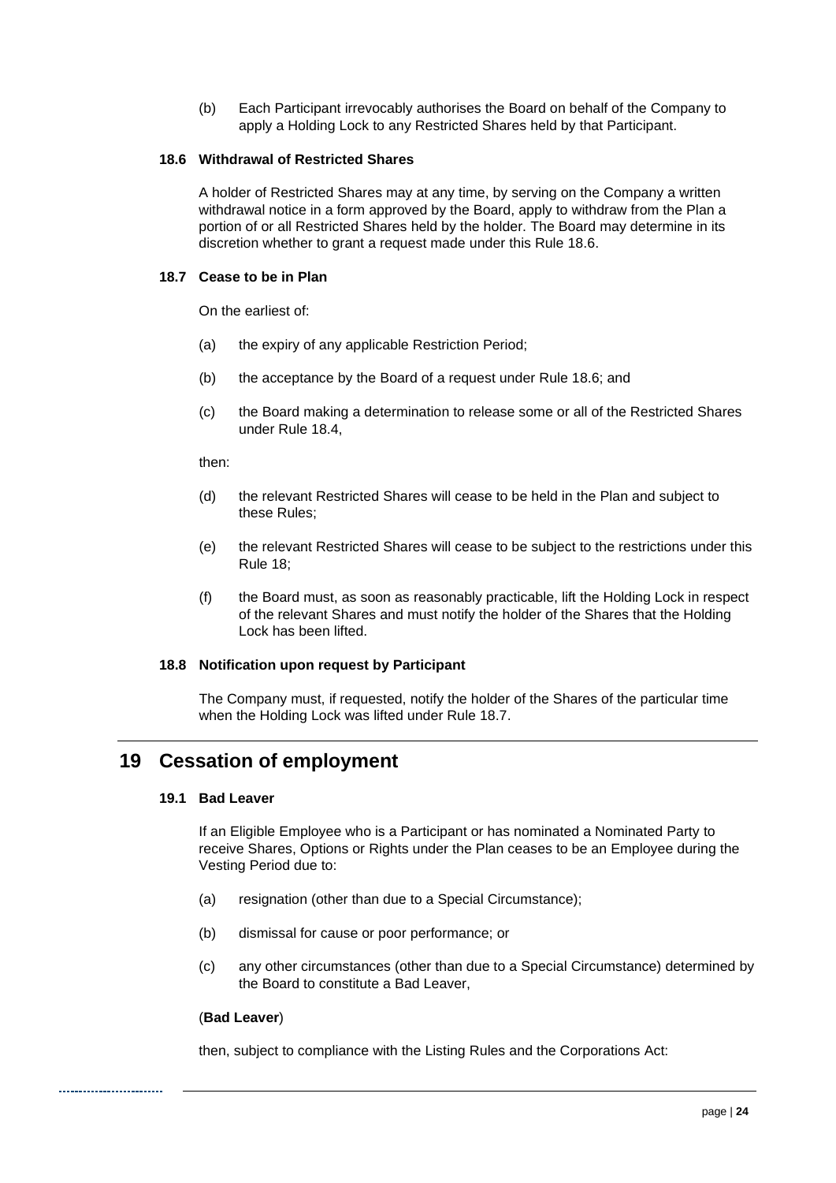(b) Each Participant irrevocably authorises the Board on behalf of the Company to apply a Holding Lock to any Restricted Shares held by that Participant.

### 18.6 Withdrawal of Restricted Shares

A holder of Restricted Shares may at any time, by serving on the Company a written withdrawal notice in a form approved by the Board, apply to withdraw from the Plan a portion of or all Restricted Shares held by the holder. The Board may determine in its discretion whether to grant a request made under this Rule 18.6.

### 18.7 Cease to be in Plan

On the earliest of:

(a) the expiry of any applicable Restriction Period;

(b) the acceptance by the Board of a request under Rule 18.6; and

(c) the Board making a determination to release some or all of the Restricted Shares under Rule 18.4,

then:

(d) the relevant Restricted Shares will cease to be held in the Plan and subject to these Rules;

(e) the relevant Restricted Shares will cease to be subject to the restrictions under this Rule 18;

(f) the Board must, as soon as reasonably practicable, lift the Holding Lock in respect of the relevant Shares and must notify the holder of the Shares that the Holding Lock has been lifted.

### 18.8 Notification upon request by Participant

The Company must, if requested, notify the holder of the Shares of the particular time when the Holding Lock was lifted under Rule 18.7.

## 19 Cessation of employment

### 19.1 Bad Leaver

If an Eligible Employee who is a Participant or has nominated a Nominated Party to receive Shares, Options or Rights under the Plan ceases to be an Employee during the Vesting Period due to:

(a) resignation (other than due to a Special Circumstance);

(b) dismissal for cause or poor performance; or

(c) any other circumstances (other than due to a Special Circumstance) determined by the Board to constitute a Bad Leaver,

(**Bad Leaver**)

then, subject to compliance with the Listing Rules and the Corporations Act: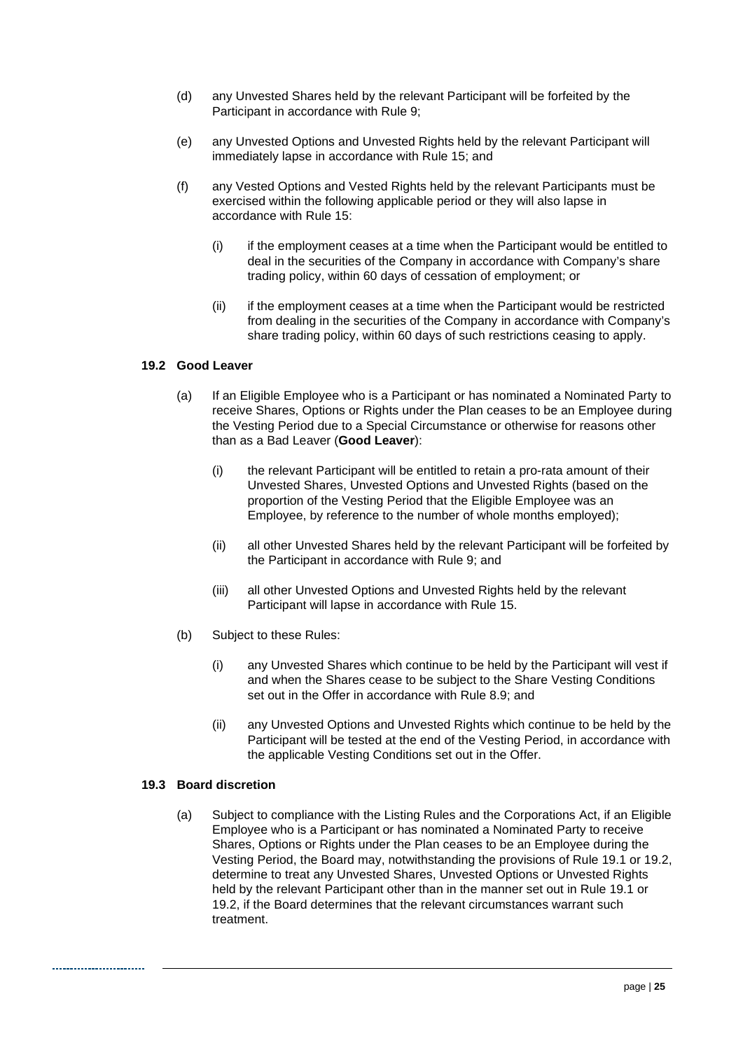(d) any Unvested Shares held by the relevant Participant will be forfeited by the Participant in accordance with Rule 9;

(e) any Unvested Options and Unvested Rights held by the relevant Participant will immediately lapse in accordance with Rule 15; and

(f) any Vested Options and Vested Rights held by the relevant Participants must be exercised within the following applicable period or they will also lapse in accordance with Rule 15:

 (i) if the employment ceases at a time when the Participant would be entitled to deal in the securities of the Company in accordance with Company's share trading policy, within 60 days of cessation of employment; or

 (ii) if the employment ceases at a time when the Participant would be restricted from dealing in the securities of the Company in accordance with Company's share trading policy, within 60 days of such restrictions ceasing to apply.

### 19.2 Good Leaver

(a) If an Eligible Employee who is a Participant or has nominated a Nominated Party to receive Shares, Options or Rights under the Plan ceases to be an Employee during the Vesting Period due to a Special Circumstance or otherwise for reasons other than as a Bad Leaver (**Good Leaver**):

 (i) the relevant Participant will be entitled to retain a pro-rata amount of their Unvested Shares, Unvested Options and Unvested Rights (based on the proportion of the Vesting Period that the Eligible Employee was an Employee, by reference to the number of whole months employed);

 (ii) all other Unvested Shares held by the relevant Participant will be forfeited by the Participant in accordance with Rule 9; and

 (iii) all other Unvested Options and Unvested Rights held by the relevant Participant will lapse in accordance with Rule 15.

(b) Subject to these Rules:

 (i) any Unvested Shares which continue to be held by the Participant will vest if and when the Shares cease to be subject to the Share Vesting Conditions set out in the Offer in accordance with Rule 8.9; and

 (ii) any Unvested Options and Unvested Rights which continue to be held by the Participant will be tested at the end of the Vesting Period, in accordance with the applicable Vesting Conditions set out in the Offer.

### 19.3 Board discretion

(a) Subject to compliance with the Listing Rules and the Corporations Act, if an Eligible Employee who is a Participant or has nominated a Nominated Party to receive Shares, Options or Rights under the Plan ceases to be an Employee during the Vesting Period, the Board may, notwithstanding the provisions of Rule 19.1 or 19.2, determine to treat any Unvested Shares, Unvested Options or Unvested Rights held by the relevant Participant other than in the manner set out in Rule 19.1 or 19.2, if the Board determines that the relevant circumstances warrant such treatment.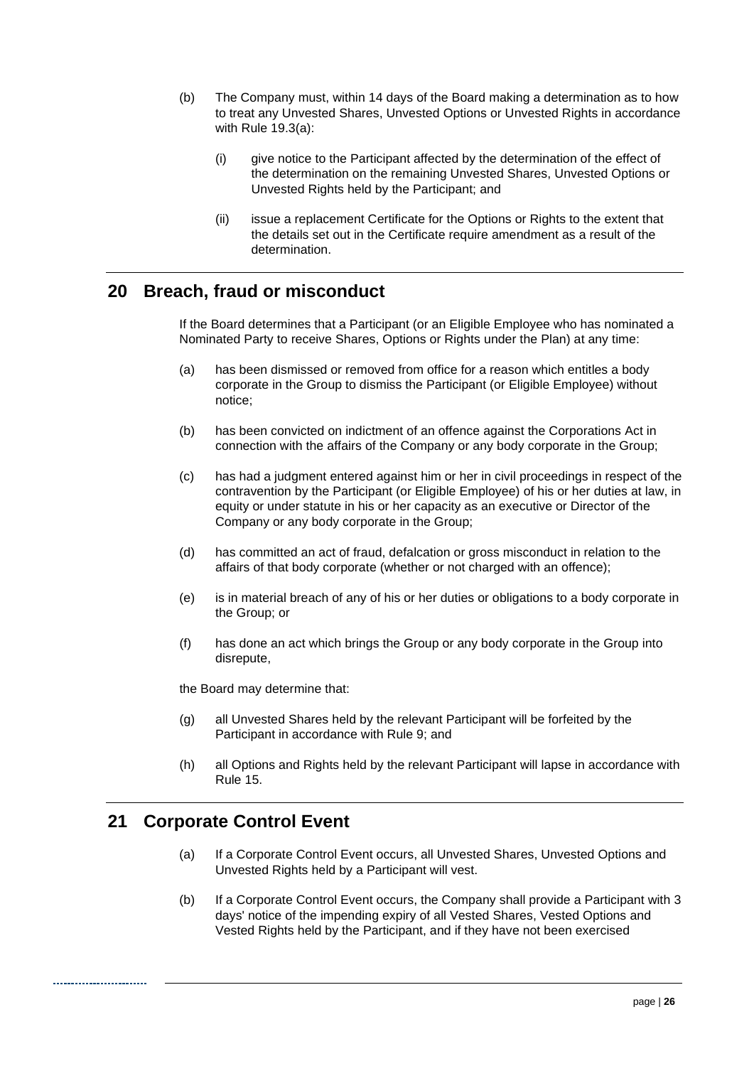(b) The Company must, within 14 days of the Board making a determination as to how to treat any Unvested Shares, Unvested Options or Unvested Rights in accordance with Rule 19.3(a):

  (i) give notice to the Participant affected by the determination of the effect of the determination on the remaining Unvested Shares, Unvested Options or Unvested Rights held by the Participant; and

  (ii) issue a replacement Certificate for the Options or Rights to the extent that the details set out in the Certificate require amendment as a result of the determination.

## 20 Breach, fraud or misconduct

If the Board determines that a Participant (or an Eligible Employee who has nominated a Nominated Party to receive Shares, Options or Rights under the Plan) at any time:

(a) has been dismissed or removed from office for a reason which entitles a body corporate in the Group to dismiss the Participant (or Eligible Employee) without notice;

(b) has been convicted on indictment of an offence against the Corporations Act in connection with the affairs of the Company or any body corporate in the Group;

(c) has had a judgment entered against him or her in civil proceedings in respect of the contravention by the Participant (or Eligible Employee) of his or her duties at law, in equity or under statute in his or her capacity as an executive or Director of the Company or any body corporate in the Group;

(d) has committed an act of fraud, defalcation or gross misconduct in relation to the affairs of that body corporate (whether or not charged with an offence);

(e) is in material breach of any of his or her duties or obligations to a body corporate in the Group; or

(f) has done an act which brings the Group or any body corporate in the Group into disrepute,

the Board may determine that:

(g) all Unvested Shares held by the relevant Participant will be forfeited by the Participant in accordance with Rule 9; and

(h) all Options and Rights held by the relevant Participant will lapse in accordance with Rule 15.

## 21 Corporate Control Event

(a) If a Corporate Control Event occurs, all Unvested Shares, Unvested Options and Unvested Rights held by a Participant will vest.

(b) If a Corporate Control Event occurs, the Company shall provide a Participant with 3 days' notice of the impending expiry of all Vested Shares, Vested Options and Vested Rights held by the Participant, and if they have not been exercised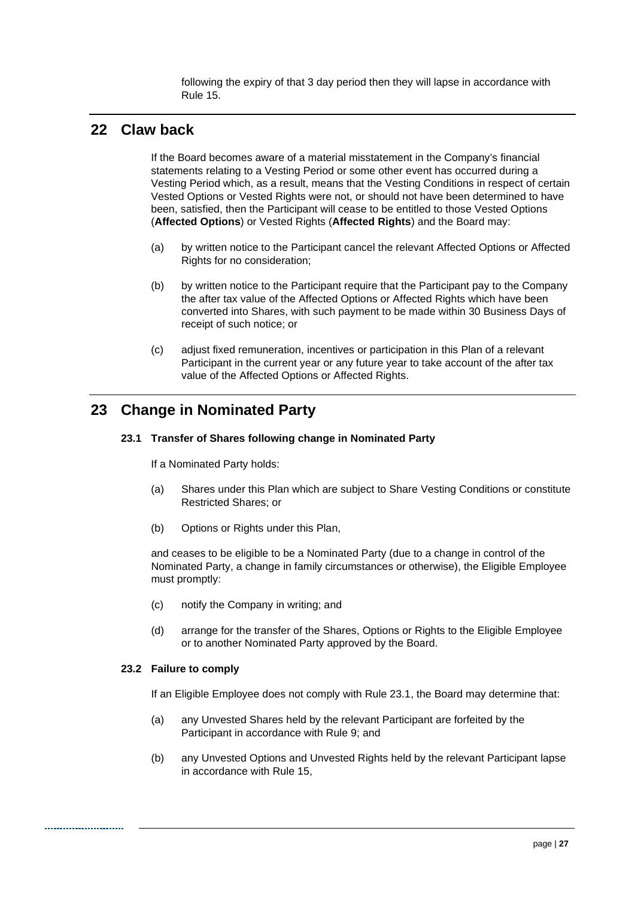following the expiry of that 3 day period then they will lapse in accordance with Rule 15.

## 22 Claw back

If the Board becomes aware of a material misstatement in the Company's financial statements relating to a Vesting Period or some other event has occurred during a Vesting Period which, as a result, means that the Vesting Conditions in respect of certain Vested Options or Vested Rights were not, or should not have been determined to have been, satisfied, then the Participant will cease to be entitled to those Vested Options (**Affected Options**) or Vested Rights (**Affected Rights**) and the Board may:

(a) by written notice to the Participant cancel the relevant Affected Options or Affected Rights for no consideration;

(b) by written notice to the Participant require that the Participant pay to the Company the after tax value of the Affected Options or Affected Rights which have been converted into Shares, with such payment to be made within 30 Business Days of receipt of such notice; or

(c) adjust fixed remuneration, incentives or participation in this Plan of a relevant Participant in the current year or any future year to take account of the after tax value of the Affected Options or Affected Rights.

## 23 Change in Nominated Party

### 23.1 Transfer of Shares following change in Nominated Party

If a Nominated Party holds:

(a) Shares under this Plan which are subject to Share Vesting Conditions or constitute Restricted Shares; or

(b) Options or Rights under this Plan,

and ceases to be eligible to be a Nominated Party (due to a change in control of the Nominated Party, a change in family circumstances or otherwise), the Eligible Employee must promptly:

(c) notify the Company in writing; and

(d) arrange for the transfer of the Shares, Options or Rights to the Eligible Employee or to another Nominated Party approved by the Board.

### 23.2 Failure to comply

If an Eligible Employee does not comply with Rule 23.1, the Board may determine that:

(a) any Unvested Shares held by the relevant Participant are forfeited by the Participant in accordance with Rule 9; and

(b) any Unvested Options and Unvested Rights held by the relevant Participant lapse in accordance with Rule 15,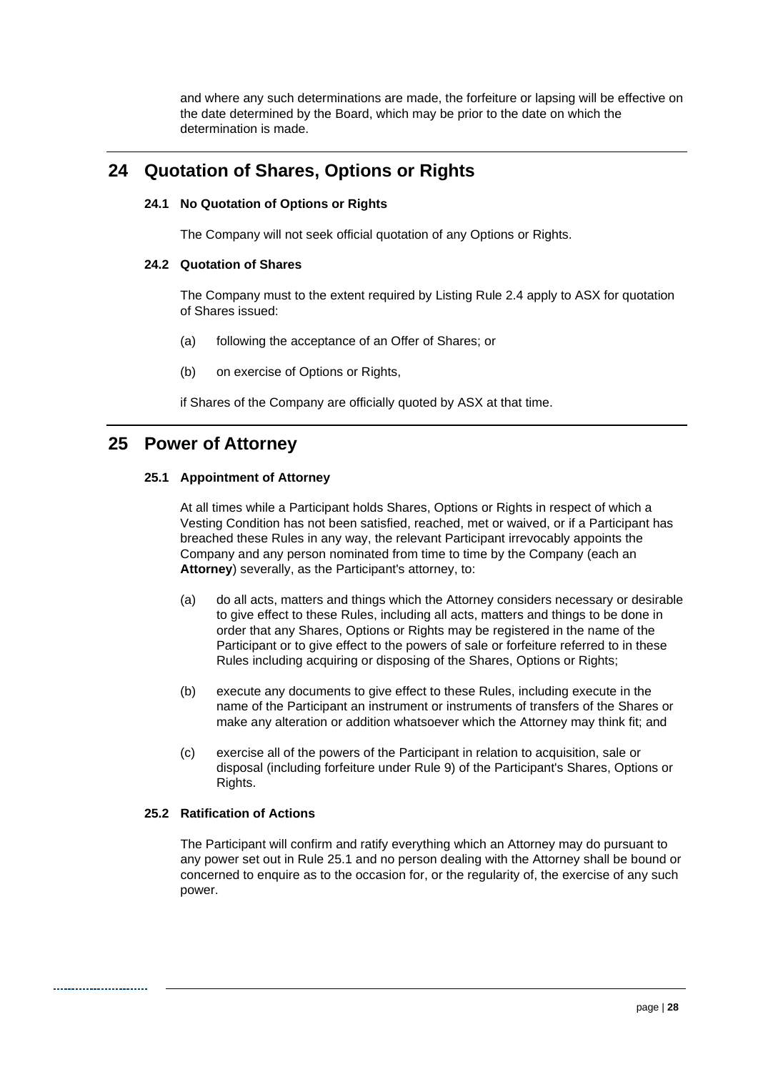and where any such determinations are made, the forfeiture or lapsing will be effective on the date determined by the Board, which may be prior to the date on which the determination is made.

# 24 Quotation of Shares, Options or Rights

### 24.1 No Quotation of Options or Rights

The Company will not seek official quotation of any Options or Rights.

### 24.2 Quotation of Shares

The Company must to the extent required by Listing Rule 2.4 apply to ASX for quotation of Shares issued:

(a) following the acceptance of an Offer of Shares; or

(b) on exercise of Options or Rights,

if Shares of the Company are officially quoted by ASX at that time.

# 25 Power of Attorney

### 25.1 Appointment of Attorney

At all times while a Participant holds Shares, Options or Rights in respect of which a Vesting Condition has not been satisfied, reached, met or waived, or if a Participant has breached these Rules in any way, the relevant Participant irrevocably appoints the Company and any person nominated from time to time by the Company (each an **Attorney**) severally, as the Participant's attorney, to:

(a) do all acts, matters and things which the Attorney considers necessary or desirable to give effect to these Rules, including all acts, matters and things to be done in order that any Shares, Options or Rights may be registered in the name of the Participant or to give effect to the powers of sale or forfeiture referred to in these Rules including acquiring or disposing of the Shares, Options or Rights;

(b) execute any documents to give effect to these Rules, including execute in the name of the Participant an instrument or instruments of transfers of the Shares or make any alteration or addition whatsoever which the Attorney may think fit; and

(c) exercise all of the powers of the Participant in relation to acquisition, sale or disposal (including forfeiture under Rule 9) of the Participant's Shares, Options or Rights.

### 25.2 Ratification of Actions

The Participant will confirm and ratify everything which an Attorney may do pursuant to any power set out in Rule 25.1 and no person dealing with the Attorney shall be bound or concerned to enquire as to the occasion for, or the regularity of, the exercise of any such power.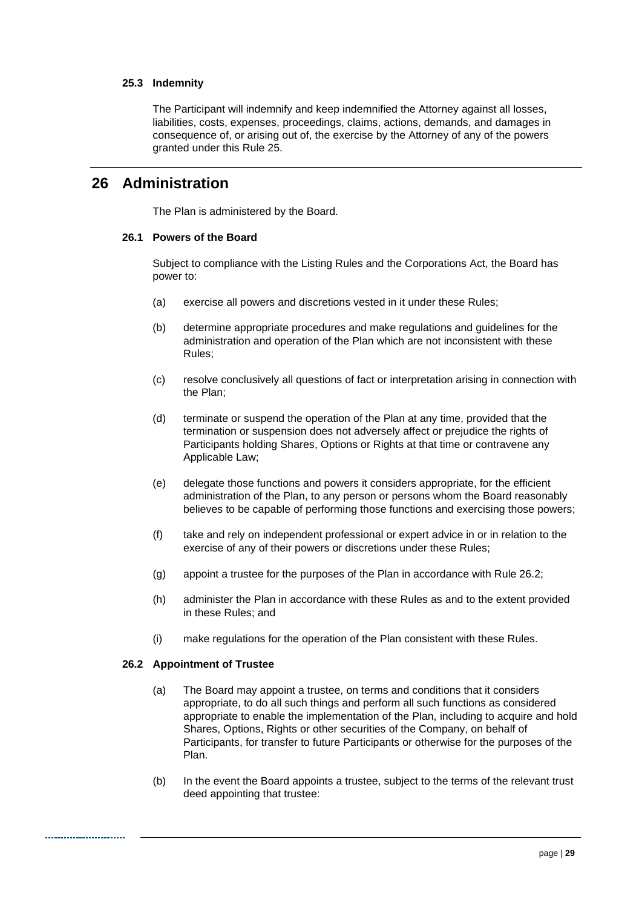### 25.3 Indemnity

The Participant will indemnify and keep indemnified the Attorney against all losses, liabilities, costs, expenses, proceedings, claims, actions, demands, and damages in consequence of, or arising out of, the exercise by the Attorney of any of the powers granted under this Rule 25.

## 26 Administration

The Plan is administered by the Board.

### 26.1 Powers of the Board

Subject to compliance with the Listing Rules and the Corporations Act, the Board has power to:

(a) exercise all powers and discretions vested in it under these Rules;

(b) determine appropriate procedures and make regulations and guidelines for the administration and operation of the Plan which are not inconsistent with these Rules;

(c) resolve conclusively all questions of fact or interpretation arising in connection with the Plan;

(d) terminate or suspend the operation of the Plan at any time, provided that the termination or suspension does not adversely affect or prejudice the rights of Participants holding Shares, Options or Rights at that time or contravene any Applicable Law;

(e) delegate those functions and powers it considers appropriate, for the efficient administration of the Plan, to any person or persons whom the Board reasonably believes to be capable of performing those functions and exercising those powers;

(f) take and rely on independent professional or expert advice in or in relation to the exercise of any of their powers or discretions under these Rules;

(g) appoint a trustee for the purposes of the Plan in accordance with Rule 26.2;

(h) administer the Plan in accordance with these Rules as and to the extent provided in these Rules; and

(i) make regulations for the operation of the Plan consistent with these Rules.

### 26.2 Appointment of Trustee

(a) The Board may appoint a trustee, on terms and conditions that it considers appropriate, to do all such things and perform all such functions as considered appropriate to enable the implementation of the Plan, including to acquire and hold Shares, Options, Rights or other securities of the Company, on behalf of Participants, for transfer to future Participants or otherwise for the purposes of the Plan.

(b) In the event the Board appoints a trustee, subject to the terms of the relevant trust deed appointing that trustee: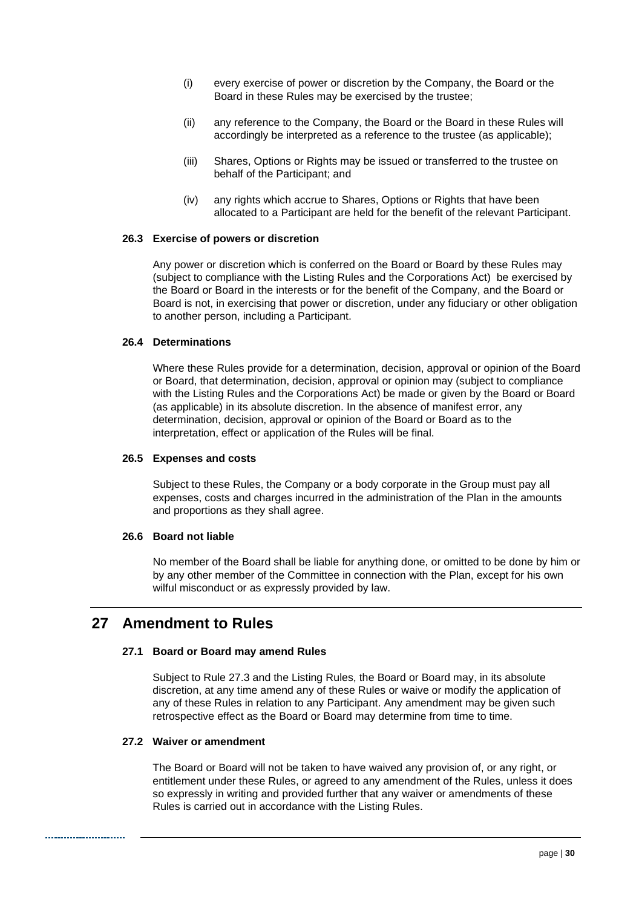(i) every exercise of power or discretion by the Company, the Board or the Board in these Rules may be exercised by the trustee;

(ii) any reference to the Company, the Board or the Board in these Rules will accordingly be interpreted as a reference to the trustee (as applicable);

(iii) Shares, Options or Rights may be issued or transferred to the trustee on behalf of the Participant; and

(iv) any rights which accrue to Shares, Options or Rights that have been allocated to a Participant are held for the benefit of the relevant Participant.

### 26.3 Exercise of powers or discretion

Any power or discretion which is conferred on the Board or Board by these Rules may (subject to compliance with the Listing Rules and the Corporations Act) be exercised by the Board or Board in the interests or for the benefit of the Company, and the Board or Board is not, in exercising that power or discretion, under any fiduciary or other obligation to another person, including a Participant.

### 26.4 Determinations

Where these Rules provide for a determination, decision, approval or opinion of the Board or Board, that determination, decision, approval or opinion may (subject to compliance with the Listing Rules and the Corporations Act) be made or given by the Board or Board (as applicable) in its absolute discretion. In the absence of manifest error, any determination, decision, approval or opinion of the Board or Board as to the interpretation, effect or application of the Rules will be final.

### 26.5 Expenses and costs

Subject to these Rules, the Company or a body corporate in the Group must pay all expenses, costs and charges incurred in the administration of the Plan in the amounts and proportions as they shall agree.

### 26.6 Board not liable

No member of the Board shall be liable for anything done, or omitted to be done by him or by any other member of the Committee in connection with the Plan, except for his own wilful misconduct or as expressly provided by law.

## 27 Amendment to Rules

### 27.1 Board or Board may amend Rules

Subject to Rule 27.3 and the Listing Rules, the Board or Board may, in its absolute discretion, at any time amend any of these Rules or waive or modify the application of any of these Rules in relation to any Participant. Any amendment may be given such retrospective effect as the Board or Board may determine from time to time.

### 27.2 Waiver or amendment

The Board or Board will not be taken to have waived any provision of, or any right, or entitlement under these Rules, or agreed to any amendment of the Rules, unless it does so expressly in writing and provided further that any waiver or amendments of these Rules is carried out in accordance with the Listing Rules.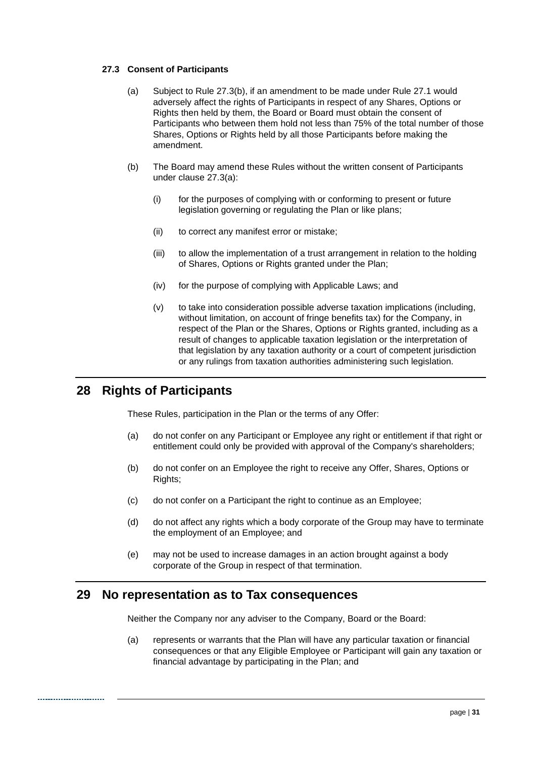### 27.3 Consent of Participants

(a) Subject to Rule 27.3(b), if an amendment to be made under Rule 27.1 would adversely affect the rights of Participants in respect of any Shares, Options or Rights then held by them, the Board or Board must obtain the consent of Participants who between them hold not less than 75% of the total number of those Shares, Options or Rights held by all those Participants before making the amendment.

(b) The Board may amend these Rules without the written consent of Participants under clause 27.3(a):

(i) for the purposes of complying with or conforming to present or future legislation governing or regulating the Plan or like plans;

(ii) to correct any manifest error or mistake;

(iii) to allow the implementation of a trust arrangement in relation to the holding of Shares, Options or Rights granted under the Plan;

(iv) for the purpose of complying with Applicable Laws; and

(v) to take into consideration possible adverse taxation implications (including, without limitation, on account of fringe benefits tax) for the Company, in respect of the Plan or the Shares, Options or Rights granted, including as a result of changes to applicable taxation legislation or the interpretation of that legislation by any taxation authority or a court of competent jurisdiction or any rulings from taxation authorities administering such legislation.

## 28 Rights of Participants

These Rules, participation in the Plan or the terms of any Offer:

(a) do not confer on any Participant or Employee any right or entitlement if that right or entitlement could only be provided with approval of the Company's shareholders;

(b) do not confer on an Employee the right to receive any Offer, Shares, Options or Rights;

(c) do not confer on a Participant the right to continue as an Employee;

(d) do not affect any rights which a body corporate of the Group may have to terminate the employment of an Employee; and

(e) may not be used to increase damages in an action brought against a body corporate of the Group in respect of that termination.

## 29 No representation as to Tax consequences

Neither the Company nor any adviser to the Company, Board or the Board:

(a) represents or warrants that the Plan will have any particular taxation or financial consequences or that any Eligible Employee or Participant will gain any taxation or financial advantage by participating in the Plan; and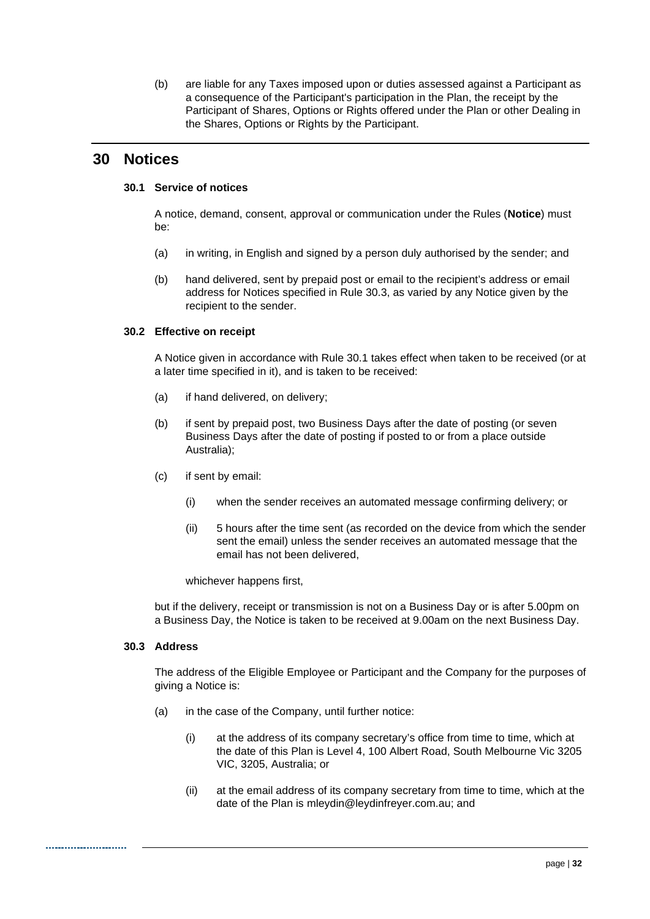(b) are liable for any Taxes imposed upon or duties assessed against a Participant as a consequence of the Participant's participation in the Plan, the receipt by the Participant of Shares, Options or Rights offered under the Plan or other Dealing in the Shares, Options or Rights by the Participant.

# 30 Notices

### 30.1 Service of notices

A notice, demand, consent, approval or communication under the Rules (**Notice**) must be:

(a) in writing, in English and signed by a person duly authorised by the sender; and

(b) hand delivered, sent by prepaid post or email to the recipient's address or email address for Notices specified in Rule 30.3, as varied by any Notice given by the recipient to the sender.

### 30.2 Effective on receipt

A Notice given in accordance with Rule 30.1 takes effect when taken to be received (or at a later time specified in it), and is taken to be received:

(a) if hand delivered, on delivery;

(b) if sent by prepaid post, two Business Days after the date of posting (or seven Business Days after the date of posting if posted to or from a place outside Australia);

(c) if sent by email:

(i) when the sender receives an automated message confirming delivery; or

(ii) 5 hours after the time sent (as recorded on the device from which the sender sent the email) unless the sender receives an automated message that the email has not been delivered,

whichever happens first,

but if the delivery, receipt or transmission is not on a Business Day or is after 5.00pm on a Business Day, the Notice is taken to be received at 9.00am on the next Business Day.

### 30.3 Address

The address of the Eligible Employee or Participant and the Company for the purposes of giving a Notice is:

(a) in the case of the Company, until further notice:

(i) at the address of its company secretary's office from time to time, which at the date of this Plan is Level 4, 100 Albert Road, South Melbourne Vic 3205 VIC, 3205, Australia; or

(ii) at the email address of its company secretary from time to time, which at the date of the Plan is mleydin@leydinfreyer.com.au; and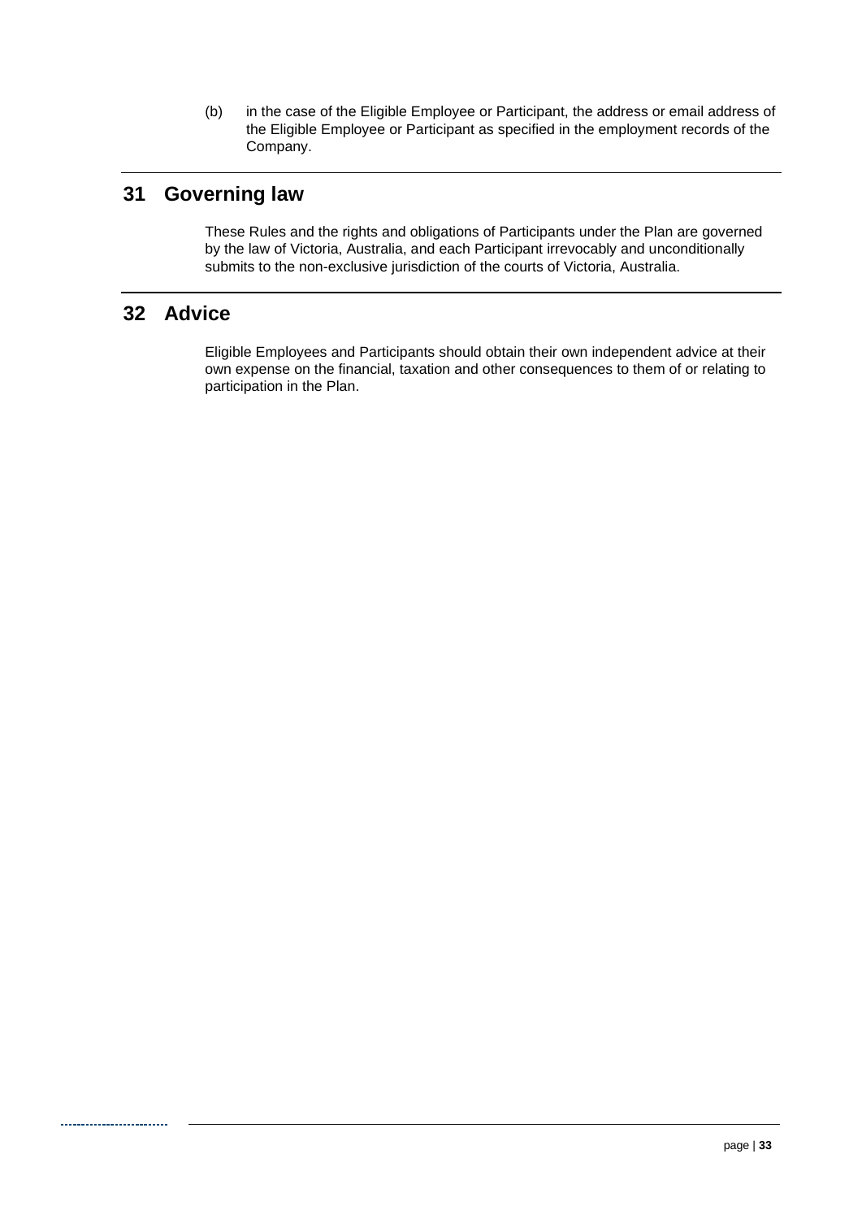(b) in the case of the Eligible Employee or Participant, the address or email address of the Eligible Employee or Participant as specified in the employment records of the Company.

## 31 Governing law

These Rules and the rights and obligations of Participants under the Plan are governed by the law of Victoria, Australia, and each Participant irrevocably and unconditionally submits to the non-exclusive jurisdiction of the courts of Victoria, Australia.

## 32 Advice

Eligible Employees and Participants should obtain their own independent advice at their own expense on the financial, taxation and other consequences to them of or relating to participation in the Plan.